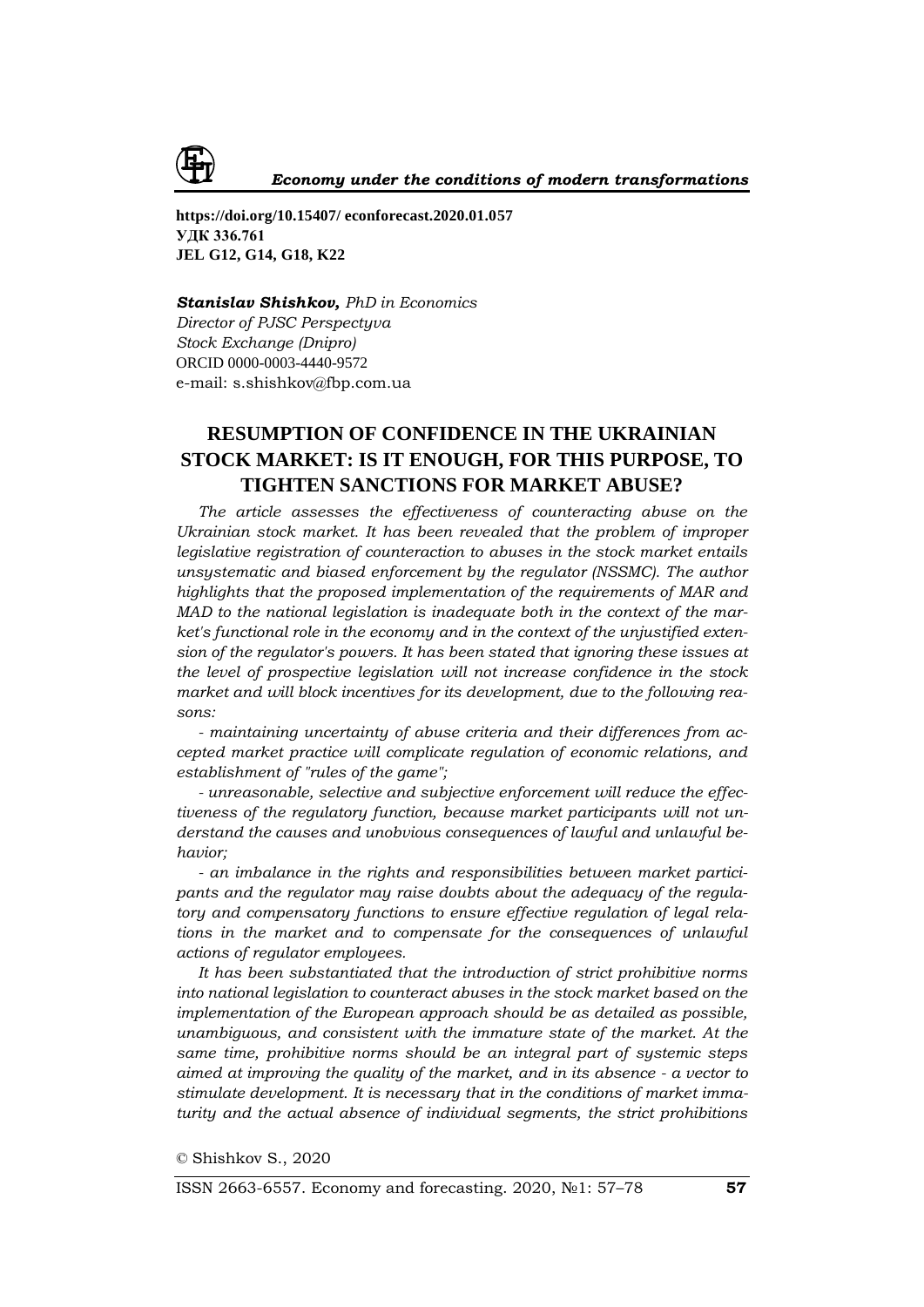https://doi.org/10.15407/ econforecast.2020.01.057
**УДК 336.761**
**JEL G12, G14, G18, K22**

***Stanislav Shishkov,*** *PhD in Economics*
*Director of PJSC Perspectyva*
*Stock Exchange (Dnipro)*
ORCID 0000-0003-4440-9572
e-mail: s.shishkov@fbp.com.ua

# RESUMPTION OF CONFIDENCE IN THE UKRAINIAN STOCK MARKET: IS IT ENOUGH, FOR THIS PURPOSE, TO TIGHTEN SANCTIONS FOR MARKET ABUSE?

*The article assesses the effectiveness of counteracting abuse on the Ukrainian stock market. It has been revealed that the problem of improper legislative registration of counteraction to abuses in the stock market entails unsystematic and biased enforcement by the regulator (NSSMC). The author highlights that the proposed implementation of the requirements of MAR and MAD to the national legislation is inadequate both in the context of the market's functional role in the economy and in the context of the unjustified extension of the regulator's powers. It has been stated that ignoring these issues at the level of prospective legislation will not increase confidence in the stock market and will block incentives for its development, due to the following reasons:*

*- maintaining uncertainty of abuse criteria and their differences from accepted market practice will complicate regulation of economic relations, and establishment of "rules of the game";*

*- unreasonable, selective and subjective enforcement will reduce the effectiveness of the regulatory function, because market participants will not understand the causes and unobvious consequences of lawful and unlawful behavior;*

*- an imbalance in the rights and responsibilities between market participants and the regulator may raise doubts about the adequacy of the regulatory and compensatory functions to ensure effective regulation of legal relations in the market and to compensate for the consequences of unlawful actions of regulator employees.*

*It has been substantiated that the introduction of strict prohibitive norms into national legislation to counteract abuses in the stock market based on the implementation of the European approach should be as detailed as possible, unambiguous, and consistent with the immature state of the market. At the same time, prohibitive norms should be an integral part of systemic steps aimed at improving the quality of the market, and in its absence - a vector to stimulate development. It is necessary that in the conditions of market immaturity and the actual absence of individual segments, the strict prohibitions*

© Shishkov S., 2020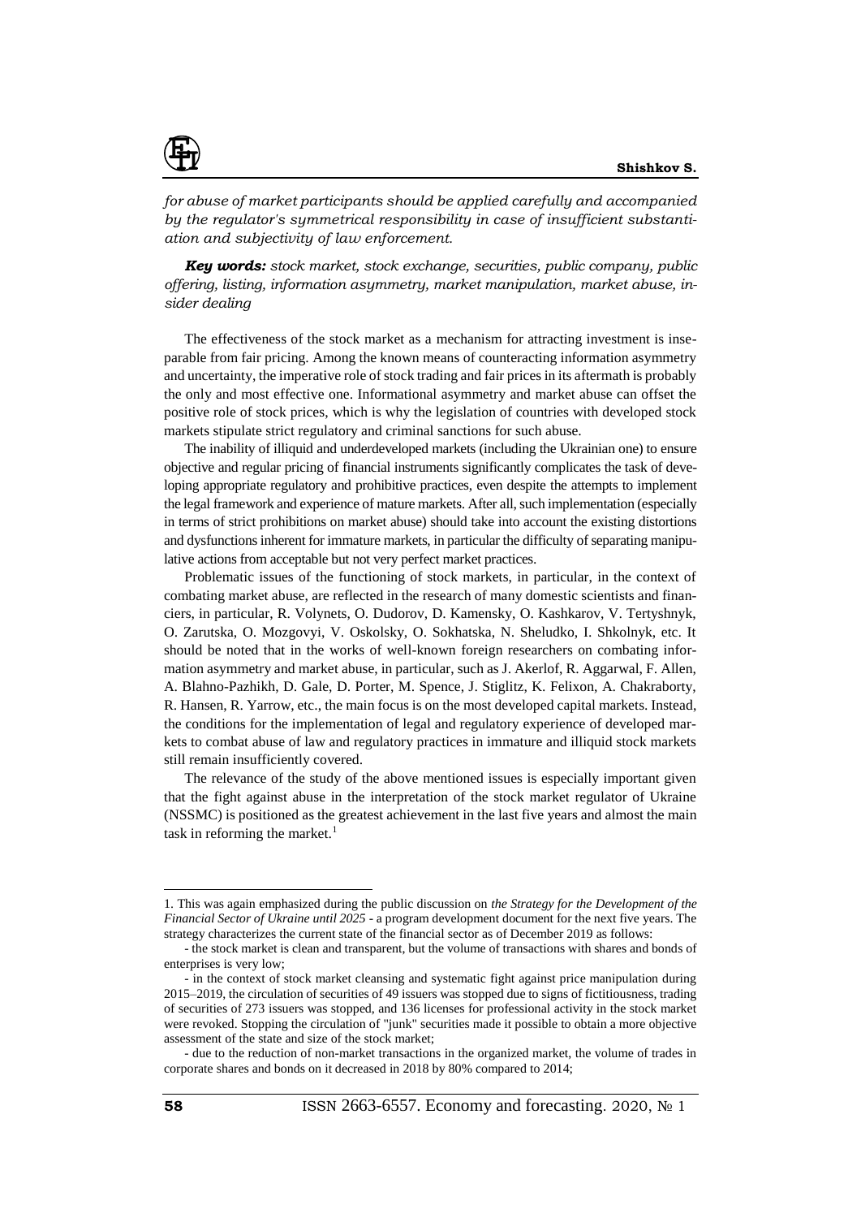*for abuse of market participants should be applied carefully and accompanied by the regulator's symmetrical responsibility in case of insufficient substantiation and subjectivity of law enforcement.*

***Key words:*** *stock market, stock exchange, securities, public company, public offering, listing, information asymmetry, market manipulation, market abuse, insider dealing*

The effectiveness of the stock market as a mechanism for attracting investment is inseparable from fair pricing. Among the known means of counteracting information asymmetry and uncertainty, the imperative role of stock trading and fair prices in its aftermath is probably the only and most effective one. Informational asymmetry and market abuse can offset the positive role of stock prices, which is why the legislation of countries with developed stock markets stipulate strict regulatory and criminal sanctions for such abuse.

The inability of illiquid and underdeveloped markets (including the Ukrainian one) to ensure objective and regular pricing of financial instruments significantly complicates the task of developing appropriate regulatory and prohibitive practices, even despite the attempts to implement the legal framework and experience of mature markets. After all, such implementation (especially in terms of strict prohibitions on market abuse) should take into account the existing distortions and dysfunctions inherent for immature markets, in particular the difficulty of separating manipulative actions from acceptable but not very perfect market practices.

Problematic issues of the functioning of stock markets, in particular, in the context of combating market abuse, are reflected in the research of many domestic scientists and financiers, in particular, R. Volynets, O. Dudorov, D. Kamensky, O. Kashkarov, V. Tertyshnyk, O. Zarutska, O. Mozgovyi, V. Oskolsky, O. Sokhatska, N. Sheludko, I. Shkolnyk, etc. It should be noted that in the works of well-known foreign researchers on combating information asymmetry and market abuse, in particular, such as J. Akerlof, R. Aggarwal, F. Allen, A. Blahno-Pazhikh, D. Gale, D. Porter, M. Spence, J. Stiglitz, K. Felixon, A. Chakraborty, R. Hansen, R. Yarrow, etc., the main focus is on the most developed capital markets. Instead, the conditions for the implementation of legal and regulatory experience of developed markets to combat abuse of law and regulatory practices in immature and illiquid stock markets still remain insufficiently covered.

The relevance of the study of the above mentioned issues is especially important given that the fight against abuse in the interpretation of the stock market regulator of Ukraine (NSSMC) is positioned as the greatest achievement in the last five years and almost the main task in reforming the market.[1]

---

1. This was again emphasized during the public discussion on *the Strategy for the Development of the Financial Sector of Ukraine until 2025* - a program development document for the next five years. The strategy characterizes the current state of the financial sector as of December 2019 as follows:

- the stock market is clean and transparent, but the volume of transactions with shares and bonds of enterprises is very low;
- in the context of stock market cleansing and systematic fight against price manipulation during 2015–2019, the circulation of securities of 49 issuers was stopped due to signs of fictitiousness, trading of securities of 273 issuers was stopped, and 136 licenses for professional activity in the stock market were revoked. Stopping the circulation of "junk" securities made it possible to obtain a more objective assessment of the state and size of the stock market;
- due to the reduction of non-market transactions in the organized market, the volume of trades in corporate shares and bonds on it decreased in 2018 by 80% compared to 2014;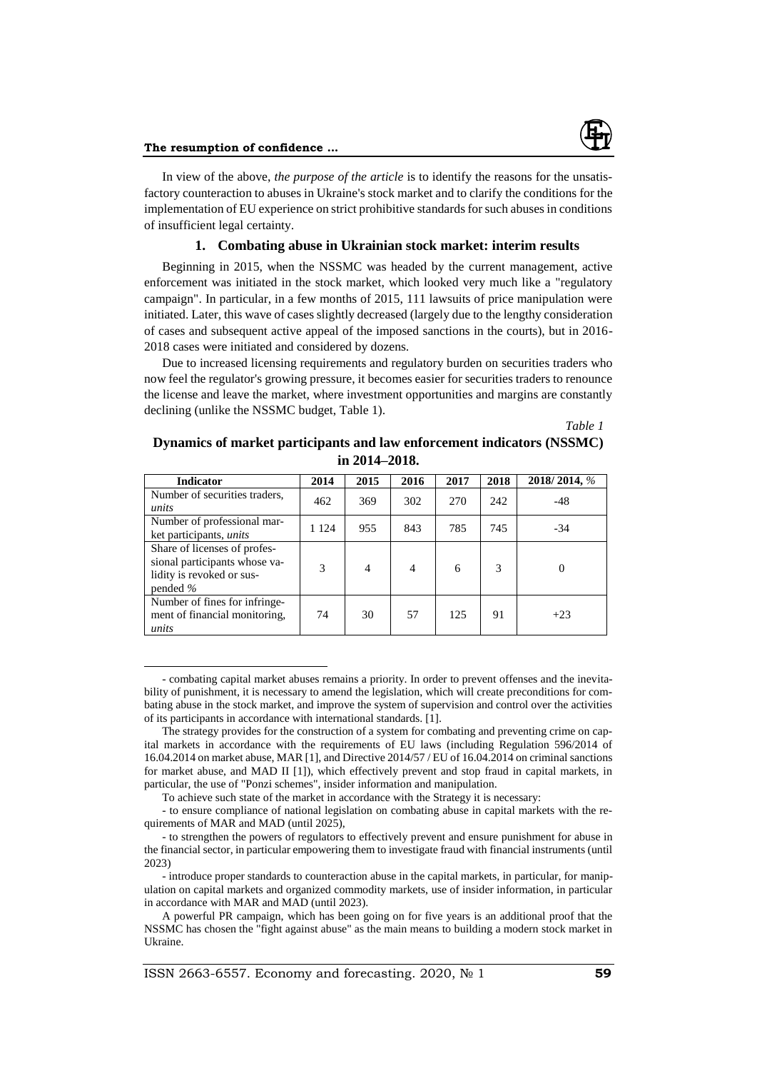In view of the above, *the purpose of the article* is to identify the reasons for the unsatisfactory counteraction to abuses in Ukraine's stock market and to clarify the conditions for the implementation of EU experience on strict prohibitive standards for such abuses in conditions of insufficient legal certainty.

### 1. Combating abuse in Ukrainian stock market: interim results

Beginning in 2015, when the NSSMC was headed by the current management, active enforcement was initiated in the stock market, which looked very much like a "regulatory campaign". In particular, in a few months of 2015, 111 lawsuits of price manipulation were initiated. Later, this wave of cases slightly decreased (largely due to the lengthy consideration of cases and subsequent active appeal of the imposed sanctions in the courts), but in 2016-2018 cases were initiated and considered by dozens.

Due to increased licensing requirements and regulatory burden on securities traders who now feel the regulator's growing pressure, it becomes easier for securities traders to renounce the license and leave the market, where investment opportunities and margins are constantly declining (unlike the NSSMC budget, Table 1).

*Table 1*

**Dynamics of market participants and law enforcement indicators (NSSMC) in 2014–2018.**

| Indicator | 2014 | 2015 | 2016 | 2017 | 2018 | 2018/ 2014, % |
|---|---|---|---|---|---|---|
| Number of securities traders, *units* | 462 | 369 | 302 | 270 | 242 | -48 |
| Number of professional market participants, *units* | 1 124 | 955 | 843 | 785 | 745 | -34 |
| Share of licenses of professional participants whose validity is revoked or suspended *%* | 3 | 4 | 4 | 6 | 3 | 0 |
| Number of fines for infringement of financial monitoring, *units* | 74 | 30 | 57 | 125 | 91 | +23 |

- combating capital market abuses remains a priority. In order to prevent offenses and the inevitability of punishment, it is necessary to amend the legislation, which will create preconditions for combating abuse in the stock market, and improve the system of supervision and control over the activities of its participants in accordance with international standards. [1].

The strategy provides for the construction of a system for combating and preventing crime on capital markets in accordance with the requirements of EU laws (including Regulation 596/2014 of 16.04.2014 on market abuse, MAR [1], and Directive 2014/57 / EU of 16.04.2014 on criminal sanctions for market abuse, and MAD II [1]), which effectively prevent and stop fraud in capital markets, in particular, the use of "Ponzi schemes", insider information and manipulation.

To achieve such state of the market in accordance with the Strategy it is necessary:

- to ensure compliance of national legislation on combating abuse in capital markets with the requirements of MAR and MAD (until 2025),

- to strengthen the powers of regulators to effectively prevent and ensure punishment for abuse in the financial sector, in particular empowering them to investigate fraud with financial instruments (until 2023)

- introduce proper standards to counteraction abuse in the capital markets, in particular, for manipulation on capital markets and organized commodity markets, use of insider information, in particular in accordance with MAR and MAD (until 2023).

A powerful PR campaign, which has been going on for five years is an additional proof that the NSSMC has chosen the "fight against abuse" as the main means to building a modern stock market in Ukraine.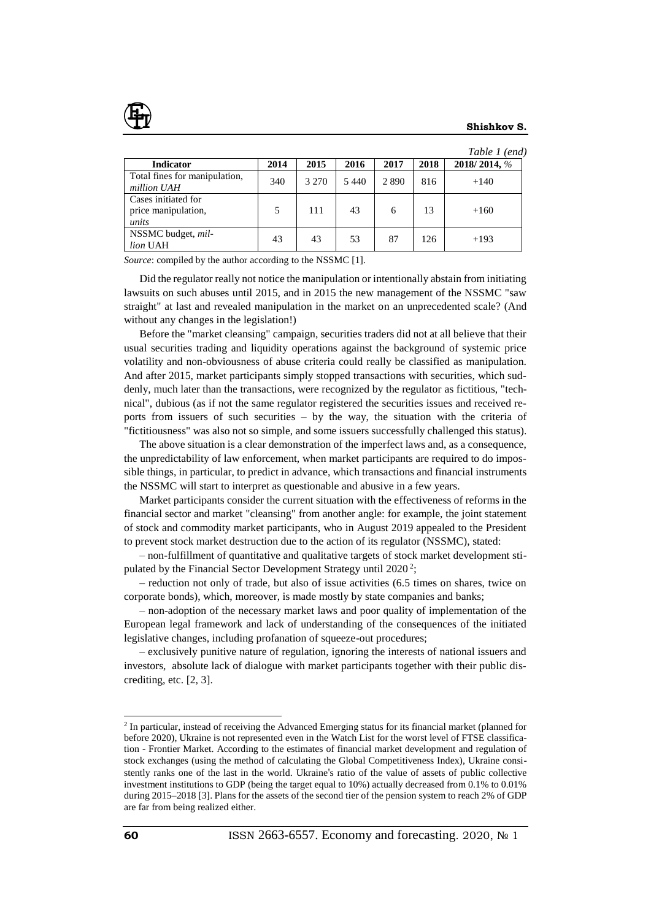*Table 1 (end)*

| Indicator | 2014 | 2015 | 2016 | 2017 | 2018 | 2018/ 2014, % |
|---|---|---|---|---|---|---|
| Total fines for manipulation, *million UAH* | 340 | 3 270 | 5 440 | 2 890 | 816 | +140 |
| Cases initiated for price manipulation, *units* | 5 | 111 | 43 | 6 | 13 | +160 |
| NSSMC budget, *million* UAH | 43 | 43 | 53 | 87 | 126 | +193 |

*Source*: compiled by the author according to the NSSMC [1].

Did the regulator really not notice the manipulation or intentionally abstain from initiating lawsuits on such abuses until 2015, and in 2015 the new management of the NSSMC "saw straight" at last and revealed manipulation in the market on an unprecedented scale? (And without any changes in the legislation!)

Before the "market cleansing" campaign, securities traders did not at all believe that their usual securities trading and liquidity operations against the background of systemic price volatility and non-obviousness of abuse criteria could really be classified as manipulation. And after 2015, market participants simply stopped transactions with securities, which suddenly, much later than the transactions, were recognized by the regulator as fictitious, "technical", dubious (as if not the same regulator registered the securities issues and received reports from issuers of such securities – by the way, the situation with the criteria of "fictitiousness" was also not so simple, and some issuers successfully challenged this status).

The above situation is a clear demonstration of the imperfect laws and, as a consequence, the unpredictability of law enforcement, when market participants are required to do impossible things, in particular, to predict in advance, which transactions and financial instruments the NSSMC will start to interpret as questionable and abusive in a few years.

Market participants consider the current situation with the effectiveness of reforms in the financial sector and market "cleansing" from another angle: for example, the joint statement of stock and commodity market participants, who in August 2019 appealed to the President to prevent stock market destruction due to the action of its regulator (NSSMC), stated:

– non-fulfillment of quantitative and qualitative targets of stock market development stipulated by the Financial Sector Development Strategy until 2020 [2];

– reduction not only of trade, but also of issue activities (6.5 times on shares, twice on corporate bonds), which, moreover, is made mostly by state companies and banks;

– non-adoption of the necessary market laws and poor quality of implementation of the European legal framework and lack of understanding of the consequences of the initiated legislative changes, including profanation of squeeze-out procedures;

– exclusively punitive nature of regulation, ignoring the interests of national issuers and investors, absolute lack of dialogue with market participants together with their public discrediting, etc. [2, 3].

---

[2] In particular, instead of receiving the Advanced Emerging status for its financial market (planned for before 2020), Ukraine is not represented even in the Watch List for the worst level of FTSE classification - Frontier Market. According to the estimates of financial market development and regulation of stock exchanges (using the method of calculating the Global Competitiveness Index), Ukraine consistently ranks one of the last in the world. Ukraine's ratio of the value of assets of public collective investment institutions to GDP (being the target equal to 10%) actually decreased from 0.1% to 0.01% during 2015–2018 [3]. Plans for the assets of the second tier of the pension system to reach 2% of GDP are far from being realized either.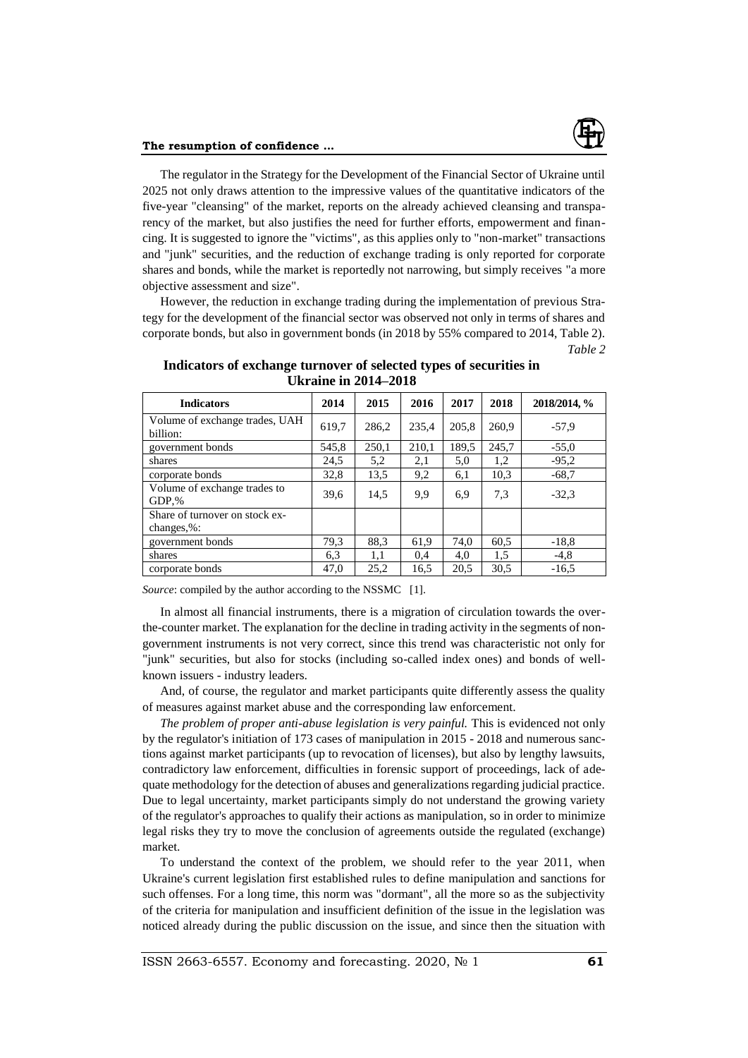The regulator in the Strategy for the Development of the Financial Sector of Ukraine until 2025 not only draws attention to the impressive values of the quantitative indicators of the five-year "cleansing" of the market, reports on the already achieved cleansing and transparency of the market, but also justifies the need for further efforts, empowerment and financing. It is suggested to ignore the "victims", as this applies only to "non-market" transactions and "junk" securities, and the reduction of exchange trading is only reported for corporate shares and bonds, while the market is reportedly not narrowing, but simply receives "a more objective assessment and size".

However, the reduction in exchange trading during the implementation of previous Strategy for the development of the financial sector was observed not only in terms of shares and corporate bonds, but also in government bonds (in 2018 by 55% compared to 2014, Table 2).

*Table 2*

**Indicators of exchange turnover of selected types of securities in Ukraine in 2014–2018**

| Indicators | 2014 | 2015 | 2016 | 2017 | 2018 | 2018/2014, % |
|---|---|---|---|---|---|---|
| Volume of exchange trades, UAH billion: | 619,7 | 286,2 | 235,4 | 205,8 | 260,9 | -57,9 |
| government bonds | 545,8 | 250,1 | 210,1 | 189,5 | 245,7 | -55,0 |
| shares | 24,5 | 5,2 | 2,1 | 5,0 | 1,2 | -95,2 |
| corporate bonds | 32,8 | 13,5 | 9,2 | 6,1 | 10,3 | -68,7 |
| Volume of exchange trades to GDP,% | 39,6 | 14,5 | 9,9 | 6,9 | 7,3 | -32,3 |
| Share of turnover on stock exchanges,%: | | | | | | |
| government bonds | 79,3 | 88,3 | 61,9 | 74,0 | 60,5 | -18,8 |
| shares | 6,3 | 1,1 | 0,4 | 4,0 | 1,5 | -4,8 |
| corporate bonds | 47,0 | 25,2 | 16,5 | 20,5 | 30,5 | -16,5 |

*Source*: compiled by the author according to the NSSMC [1].

In almost all financial instruments, there is a migration of circulation towards the over-the-counter market. The explanation for the decline in trading activity in the segments of non-government instruments is not very correct, since this trend was characteristic not only for "junk" securities, but also for stocks (including so-called index ones) and bonds of well-known issuers - industry leaders.

And, of course, the regulator and market participants quite differently assess the quality of measures against market abuse and the corresponding law enforcement.

*The problem of proper anti-abuse legislation is very painful.* This is evidenced not only by the regulator's initiation of 173 cases of manipulation in 2015 - 2018 and numerous sanctions against market participants (up to revocation of licenses), but also by lengthy lawsuits, contradictory law enforcement, difficulties in forensic support of proceedings, lack of adequate methodology for the detection of abuses and generalizations regarding judicial practice. Due to legal uncertainty, market participants simply do not understand the growing variety of the regulator's approaches to qualify their actions as manipulation, so in order to minimize legal risks they try to move the conclusion of agreements outside the regulated (exchange) market.

To understand the context of the problem, we should refer to the year 2011, when Ukraine's current legislation first established rules to define manipulation and sanctions for such offenses. For a long time, this norm was "dormant", all the more so as the subjectivity of the criteria for manipulation and insufficient definition of the issue in the legislation was noticed already during the public discussion on the issue, and since then the situation with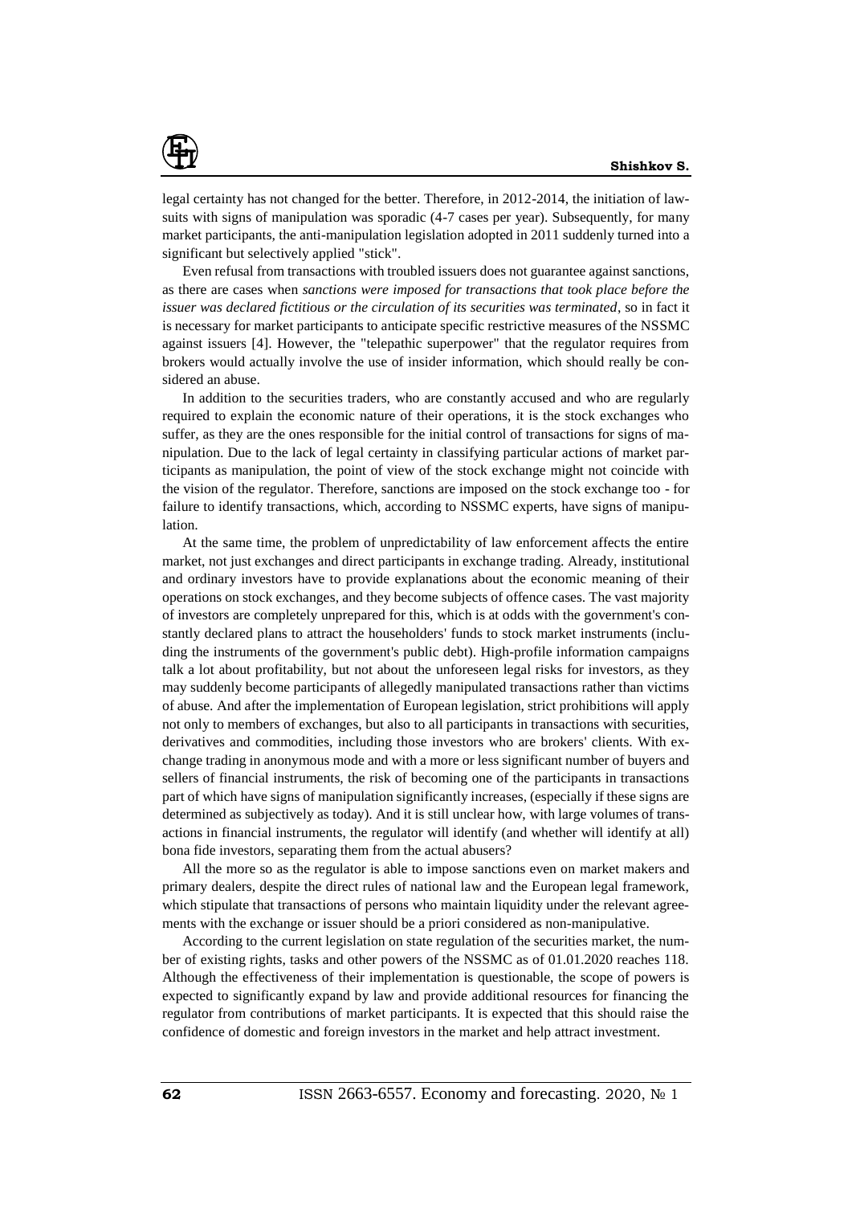legal certainty has not changed for the better. Therefore, in 2012-2014, the initiation of lawsuits with signs of manipulation was sporadic (4-7 cases per year). Subsequently, for many market participants, the anti-manipulation legislation adopted in 2011 suddenly turned into a significant but selectively applied "stick".

Even refusal from transactions with troubled issuers does not guarantee against sanctions, as there are cases when *sanctions were imposed for transactions that took place before the issuer was declared fictitious or the circulation of its securities was terminated*, so in fact it is necessary for market participants to anticipate specific restrictive measures of the NSSMC against issuers [4]. However, the "telepathic superpower" that the regulator requires from brokers would actually involve the use of insider information, which should really be considered an abuse.

In addition to the securities traders, who are constantly accused and who are regularly required to explain the economic nature of their operations, it is the stock exchanges who suffer, as they are the ones responsible for the initial control of transactions for signs of manipulation. Due to the lack of legal certainty in classifying particular actions of market participants as manipulation, the point of view of the stock exchange might not coincide with the vision of the regulator. Therefore, sanctions are imposed on the stock exchange too - for failure to identify transactions, which, according to NSSMC experts, have signs of manipulation.

At the same time, the problem of unpredictability of law enforcement affects the entire market, not just exchanges and direct participants in exchange trading. Already, institutional and ordinary investors have to provide explanations about the economic meaning of their operations on stock exchanges, and they become subjects of offence cases. The vast majority of investors are completely unprepared for this, which is at odds with the government's constantly declared plans to attract the householders' funds to stock market instruments (including the instruments of the government's public debt). High-profile information campaigns talk a lot about profitability, but not about the unforeseen legal risks for investors, as they may suddenly become participants of allegedly manipulated transactions rather than victims of abuse. And after the implementation of European legislation, strict prohibitions will apply not only to members of exchanges, but also to all participants in transactions with securities, derivatives and commodities, including those investors who are brokers' clients. With exchange trading in anonymous mode and with a more or less significant number of buyers and sellers of financial instruments, the risk of becoming one of the participants in transactions part of which have signs of manipulation significantly increases, (especially if these signs are determined as subjectively as today). And it is still unclear how, with large volumes of transactions in financial instruments, the regulator will identify (and whether will identify at all) bona fide investors, separating them from the actual abusers?

All the more so as the regulator is able to impose sanctions even on market makers and primary dealers, despite the direct rules of national law and the European legal framework, which stipulate that transactions of persons who maintain liquidity under the relevant agreements with the exchange or issuer should be a priori considered as non-manipulative.

According to the current legislation on state regulation of the securities market, the number of existing rights, tasks and other powers of the NSSMC as of 01.01.2020 reaches 118. Although the effectiveness of their implementation is questionable, the scope of powers is expected to significantly expand by law and provide additional resources for financing the regulator from contributions of market participants. It is expected that this should raise the confidence of domestic and foreign investors in the market and help attract investment.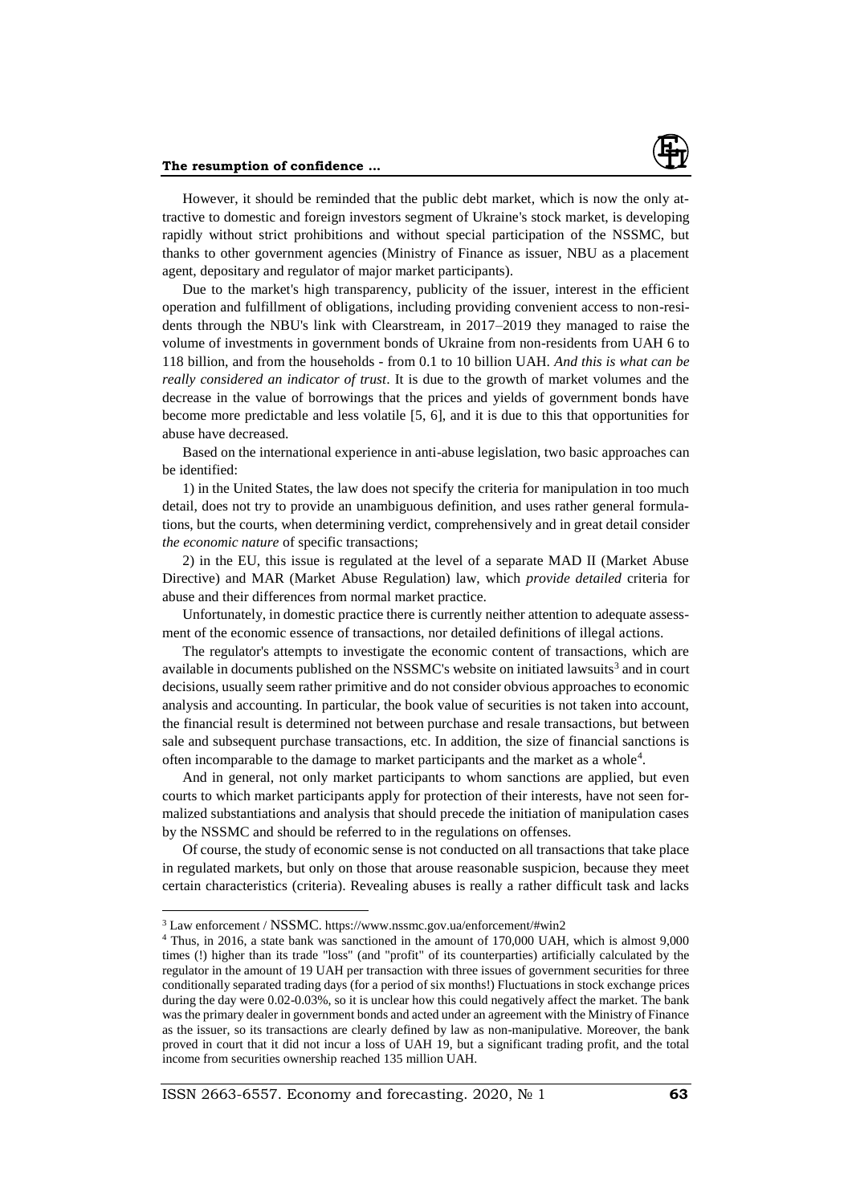However, it should be reminded that the public debt market, which is now the only attractive to domestic and foreign investors segment of Ukraine's stock market, is developing rapidly without strict prohibitions and without special participation of the NSSMC, but thanks to other government agencies (Ministry of Finance as issuer, NBU as a placement agent, depositary and regulator of major market participants).

Due to the market's high transparency, publicity of the issuer, interest in the efficient operation and fulfillment of obligations, including providing convenient access to non-residents through the NBU's link with Clearstream, in 2017–2019 they managed to raise the volume of investments in government bonds of Ukraine from non-residents from UAH 6 to 118 billion, and from the households - from 0.1 to 10 billion UAH. *And this is what can be really considered an indicator of trust*. It is due to the growth of market volumes and the decrease in the value of borrowings that the prices and yields of government bonds have become more predictable and less volatile [5, 6], and it is due to this that opportunities for abuse have decreased.

Based on the international experience in anti-abuse legislation, two basic approaches can be identified:

1) in the United States, the law does not specify the criteria for manipulation in too much detail, does not try to provide an unambiguous definition, and uses rather general formulations, but the courts, when determining verdict, comprehensively and in great detail consider *the economic nature* of specific transactions;

2) in the EU, this issue is regulated at the level of a separate MAD II (Market Abuse Directive) and MAR (Market Abuse Regulation) law, which *provide detailed* criteria for abuse and their differences from normal market practice.

Unfortunately, in domestic practice there is currently neither attention to adequate assessment of the economic essence of transactions, nor detailed definitions of illegal actions.

The regulator's attempts to investigate the economic content of transactions, which are available in documents published on the NSSMC's website on initiated lawsuits[3] and in court decisions, usually seem rather primitive and do not consider obvious approaches to economic analysis and accounting. In particular, the book value of securities is not taken into account, the financial result is determined not between purchase and resale transactions, but between sale and subsequent purchase transactions, etc. In addition, the size of financial sanctions is often incomparable to the damage to market participants and the market as a whole[4].

And in general, not only market participants to whom sanctions are applied, but even courts to which market participants apply for protection of their interests, have not seen formalized substantiations and analysis that should precede the initiation of manipulation cases by the NSSMC and should be referred to in the regulations on offenses.

Of course, the study of economic sense is not conducted on all transactions that take place in regulated markets, but only on those that arouse reasonable suspicion, because they meet certain characteristics (criteria). Revealing abuses is really a rather difficult task and lacks

---

[3] Law enforcement / NSSMC. https://www.nssmc.gov.ua/enforcement/#win2

[4] Thus, in 2016, a state bank was sanctioned in the amount of 170,000 UAH, which is almost 9,000 times (!) higher than its trade "loss" (and "profit" of its counterparties) artificially calculated by the regulator in the amount of 19 UAH per transaction with three issues of government securities for three conditionally separated trading days (for a period of six months!) Fluctuations in stock exchange prices during the day were 0.02-0.03%, so it is unclear how this could negatively affect the market. The bank was the primary dealer in government bonds and acted under an agreement with the Ministry of Finance as the issuer, so its transactions are clearly defined by law as non-manipulative. Moreover, the bank proved in court that it did not incur a loss of UAH 19, but a significant trading profit, and the total income from securities ownership reached 135 million UAH.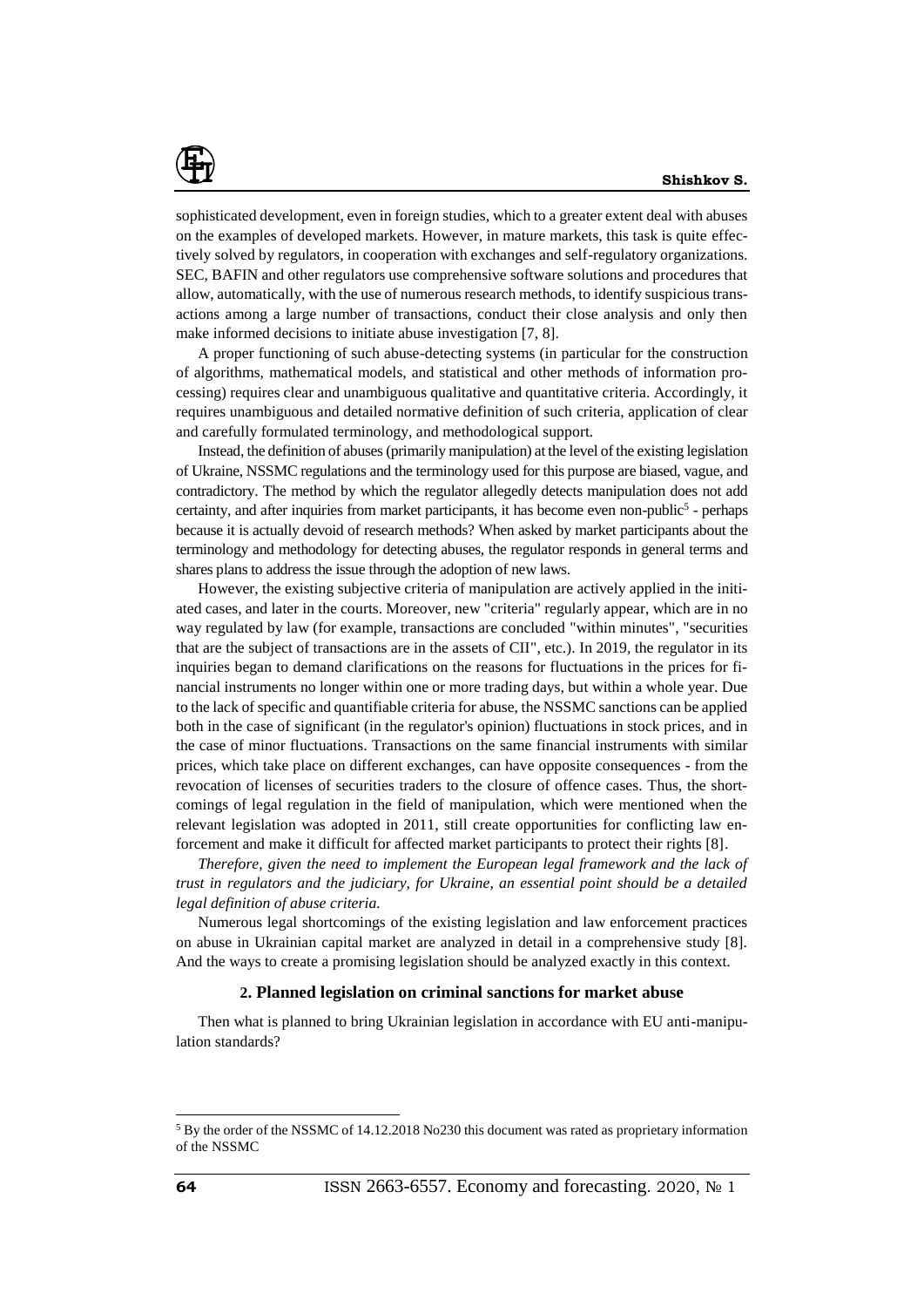sophisticated development, even in foreign studies, which to a greater extent deal with abuses on the examples of developed markets. However, in mature markets, this task is quite effectively solved by regulators, in cooperation with exchanges and self-regulatory organizations. SEC, BAFIN and other regulators use comprehensive software solutions and procedures that allow, automatically, with the use of numerous research methods, to identify suspicious transactions among a large number of transactions, conduct their close analysis and only then make informed decisions to initiate abuse investigation [7, 8].

A proper functioning of such abuse-detecting systems (in particular for the construction of algorithms, mathematical models, and statistical and other methods of information processing) requires clear and unambiguous qualitative and quantitative criteria. Accordingly, it requires unambiguous and detailed normative definition of such criteria, application of clear and carefully formulated terminology, and methodological support.

Instead, the definition of abuses (primarily manipulation) at the level of the existing legislation of Ukraine, NSSMC regulations and the terminology used for this purpose are biased, vague, and contradictory. The method by which the regulator allegedly detects manipulation does not add certainty, and after inquiries from market participants, it has become even non-public[5] - perhaps because it is actually devoid of research methods? When asked by market participants about the terminology and methodology for detecting abuses, the regulator responds in general terms and shares plans to address the issue through the adoption of new laws.

However, the existing subjective criteria of manipulation are actively applied in the initiated cases, and later in the courts. Moreover, new "criteria" regularly appear, which are in no way regulated by law (for example, transactions are concluded "within minutes", "securities that are the subject of transactions are in the assets of CII", etc.). In 2019, the regulator in its inquiries began to demand clarifications on the reasons for fluctuations in the prices for financial instruments no longer within one or more trading days, but within a whole year. Due to the lack of specific and quantifiable criteria for abuse, the NSSMC sanctions can be applied both in the case of significant (in the regulator's opinion) fluctuations in stock prices, and in the case of minor fluctuations. Transactions on the same financial instruments with similar prices, which take place on different exchanges, can have opposite consequences - from the revocation of licenses of securities traders to the closure of offence cases. Thus, the shortcomings of legal regulation in the field of manipulation, which were mentioned when the relevant legislation was adopted in 2011, still create opportunities for conflicting law enforcement and make it difficult for affected market participants to protect their rights [8].

*Therefore, given the need to implement the European legal framework and the lack of trust in regulators and the judiciary, for Ukraine, an essential point should be a detailed legal definition of abuse criteria.*

Numerous legal shortcomings of the existing legislation and law enforcement practices on abuse in Ukrainian capital market are analyzed in detail in a comprehensive study [8]. And the ways to create a promising legislation should be analyzed exactly in this context.

## 2. Planned legislation on criminal sanctions for market abuse

Then what is planned to bring Ukrainian legislation in accordance with EU anti-manipulation standards?

---

[5] By the order of the NSSMC of 14.12.2018 No230 this document was rated as proprietary information of the NSSMC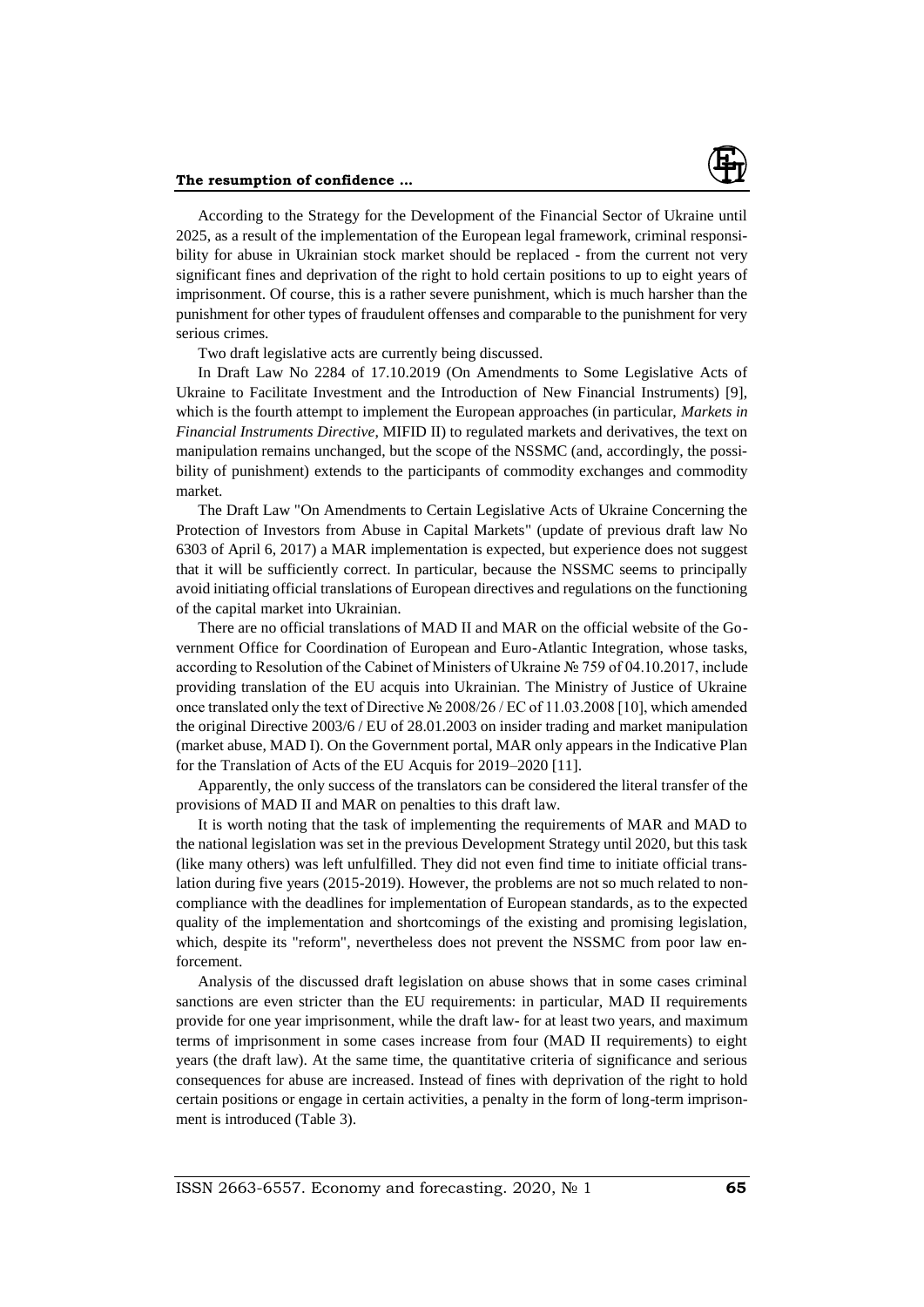According to the Strategy for the Development of the Financial Sector of Ukraine until 2025, as a result of the implementation of the European legal framework, criminal responsibility for abuse in Ukrainian stock market should be replaced - from the current not very significant fines and deprivation of the right to hold certain positions to up to eight years of imprisonment. Of course, this is a rather severe punishment, which is much harsher than the punishment for other types of fraudulent offenses and comparable to the punishment for very serious crimes.

Two draft legislative acts are currently being discussed.

In Draft Law No 2284 of 17.10.2019 (On Amendments to Some Legislative Acts of Ukraine to Facilitate Investment and the Introduction of New Financial Instruments) [9], which is the fourth attempt to implement the European approaches (in particular, *Markets in Financial Instruments Directive*, MIFID II) to regulated markets and derivatives, the text on manipulation remains unchanged, but the scope of the NSSMC (and, accordingly, the possibility of punishment) extends to the participants of commodity exchanges and commodity market.

The Draft Law "On Amendments to Certain Legislative Acts of Ukraine Concerning the Protection of Investors from Abuse in Capital Markets" (update of previous draft law No 6303 of April 6, 2017) a MAR implementation is expected, but experience does not suggest that it will be sufficiently correct. In particular, because the NSSMC seems to principally avoid initiating official translations of European directives and regulations on the functioning of the capital market into Ukrainian.

There are no official translations of MAD II and MAR on the official website of the Government Office for Coordination of European and Euro-Atlantic Integration, whose tasks, according to Resolution of the Cabinet of Ministers of Ukraine № 759 of 04.10.2017, include providing translation of the EU acquis into Ukrainian. The Ministry of Justice of Ukraine once translated only the text of Directive № 2008/26 / EC of 11.03.2008 [10], which amended the original Directive 2003/6 / EU of 28.01.2003 on insider trading and market manipulation (market abuse, MAD I). On the Government portal, MAR only appears in the Indicative Plan for the Translation of Acts of the EU Acquis for 2019–2020 [11].

Apparently, the only success of the translators can be considered the literal transfer of the provisions of MAD II and MAR on penalties to this draft law.

It is worth noting that the task of implementing the requirements of MAR and MAD to the national legislation was set in the previous Development Strategy until 2020, but this task (like many others) was left unfulfilled. They did not even find time to initiate official translation during five years (2015-2019). However, the problems are not so much related to non-compliance with the deadlines for implementation of European standards, as to the expected quality of the implementation and shortcomings of the existing and promising legislation, which, despite its "reform", nevertheless does not prevent the NSSMC from poor law enforcement.

Analysis of the discussed draft legislation on abuse shows that in some cases criminal sanctions are even stricter than the EU requirements: in particular, MAD II requirements provide for one year imprisonment, while the draft law- for at least two years, and maximum terms of imprisonment in some cases increase from four (MAD II requirements) to eight years (the draft law). At the same time, the quantitative criteria of significance and serious consequences for abuse are increased. Instead of fines with deprivation of the right to hold certain positions or engage in certain activities, a penalty in the form of long-term imprisonment is introduced (Table 3).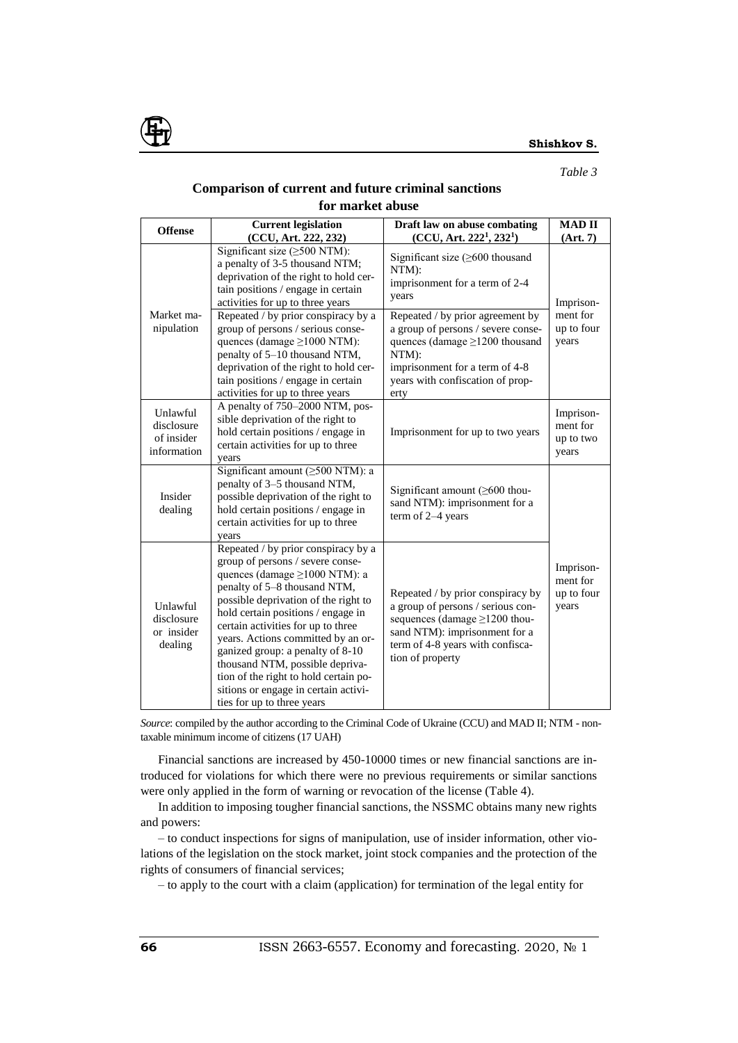*Table 3*

**Comparison of current and future criminal sanctions for market abuse**

| Offense | Current legislation (CCU, Art. 222, 232) | Draft law on abuse combating (CCU, Art. 222[1], 232[1]) | MAD II (Art. 7) |
|---|---|---|---|
| Market manipulation | Significant size (≥500 NTM): a penalty of 3-5 thousand NTM; deprivation of the right to hold certain positions / engage in certain activities for up to three years | Significant size (≥600 thousand NTM): imprisonment for a term of 2-4 years | Imprisonment for up to four years |
| | Repeated / by prior conspiracy by a group of persons / serious consequences (damage ≥1000 NTM): penalty of 5–10 thousand NTM, deprivation of the right to hold certain positions / engage in certain activities for up to three years | Repeated / by prior agreement by a group of persons / severe consequences (damage ≥1200 thousand NTM): imprisonment for a term of 4-8 years with confiscation of property | |
| Unlawful disclosure of insider information | A penalty of 750–2000 NTM, possible deprivation of the right to hold certain positions / engage in certain activities for up to three years | Imprisonment for up to two years | Imprisonment for up to two years |
| Insider dealing | Significant amount (≥500 NTM): a penalty of 3–5 thousand NTM, possible deprivation of the right to hold certain positions / engage in certain activities for up to three years | Significant amount (≥600 thousand NTM): imprisonment for a term of 2–4 years | Imprisonment for up to four years |
| Unlawful disclosure or insider dealing | Repeated / by prior conspiracy by a group of persons / severe consequences (damage ≥1000 NTM): a penalty of 5–8 thousand NTM, possible deprivation of the right to hold certain positions / engage in certain activities for up to three years. Actions committed by an organized group: a penalty of 8-10 thousand NTM, possible deprivation of the right to hold certain positions or engage in certain activities for up to three years | Repeated / by prior conspiracy by a group of persons / serious consequences (damage ≥1200 thousand NTM): imprisonment for a term of 4-8 years with confiscation of property | |

*Source*: compiled by the author according to the Criminal Code of Ukraine (CCU) and MAD II; NTM - non-taxable minimum income of citizens (17 UAH)

Financial sanctions are increased by 450-10000 times or new financial sanctions are introduced for violations for which there were no previous requirements or similar sanctions were only applied in the form of warning or revocation of the license (Table 4).

In addition to imposing tougher financial sanctions, the NSSMC obtains many new rights and powers:

– to conduct inspections for signs of manipulation, use of insider information, other violations of the legislation on the stock market, joint stock companies and the protection of the rights of consumers of financial services;

– to apply to the court with a claim (application) for termination of the legal entity for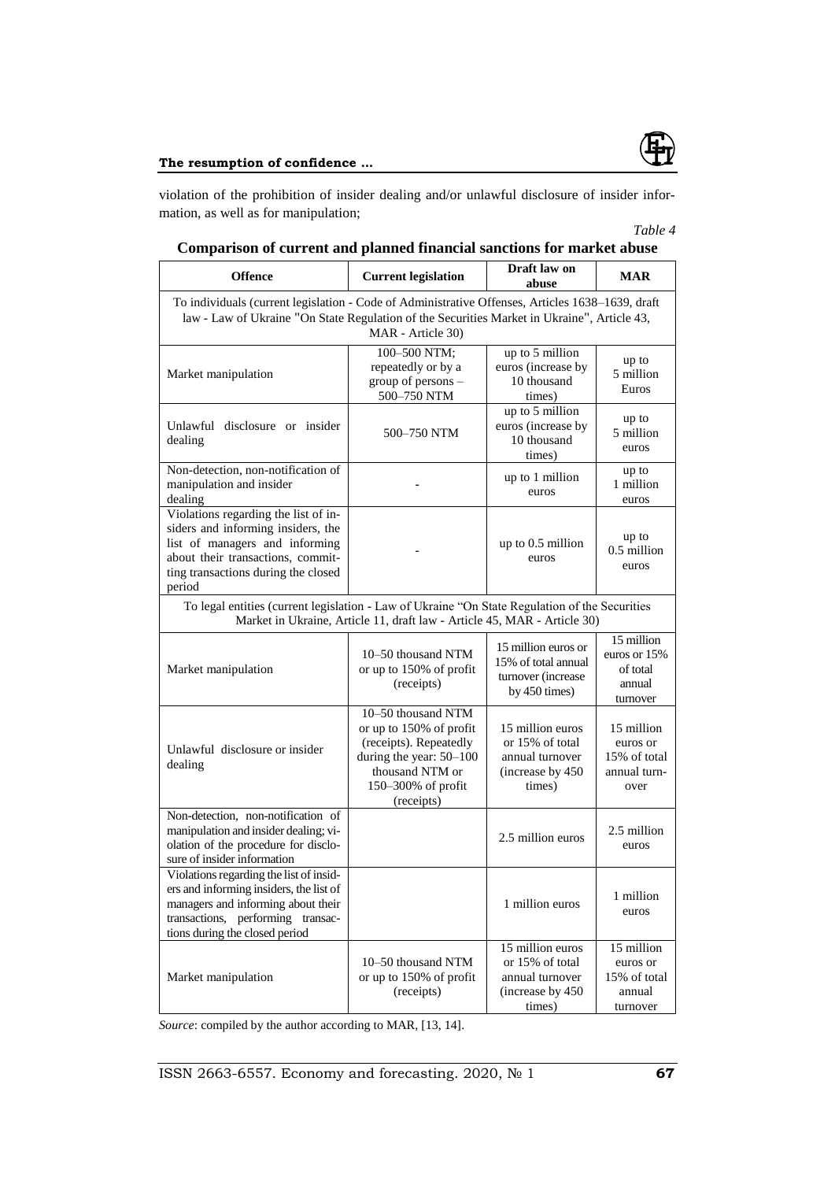violation of the prohibition of insider dealing and/or unlawful disclosure of insider information, as well as for manipulation;

*Table 4*

**Comparison of current and planned financial sanctions for market abuse**

| Offence | Current legislation | Draft law on abuse | MAR |
|---|---|---|---|
| To individuals (current legislation - Code of Administrative Offenses, Articles 1638–1639, draft law - Law of Ukraine "On State Regulation of the Securities Market in Ukraine", Article 43, MAR - Article 30) | | | |
| Market manipulation | 100–500 NTM; repeatedly or by a group of persons – 500–750 NTM | up to 5 million euros (increase by 10 thousand times) | up to 5 million Euros |
| Unlawful disclosure or insider dealing | 500–750 NTM | up to 5 million euros (increase by 10 thousand times) | up to 5 million euros |
| Non-detection, non-notification of manipulation and insider dealing | - | up to 1 million euros | up to 1 million euros |
| Violations regarding the list of insiders and informing insiders, the list of managers and informing about their transactions, committing transactions during the closed period | - | up to 0.5 million euros | up to 0.5 million euros |
| To legal entities (current legislation - Law of Ukraine "On State Regulation of the Securities Market in Ukraine, Article 11, draft law - Article 45, MAR - Article 30) | | | |
| Market manipulation | 10–50 thousand NTM or up to 150% of profit (receipts) | 15 million euros or 15% of total annual turnover (increase by 450 times) | 15 million euros or 15% of total annual turnover |
| Unlawful disclosure or insider dealing | 10–50 thousand NTM or up to 150% of profit (receipts). Repeatedly during the year: 50–100 thousand NTM or 150–300% of profit (receipts) | 15 million euros or 15% of total annual turnover (increase by 450 times) | 15 million euros or 15% of total annual turnover |
| Non-detection, non-notification of manipulation and insider dealing; violation of the procedure for disclosure of insider information | | 2.5 million euros | 2.5 million euros |
| Violations regarding the list of insiders and informing insiders, the list of managers and informing about their transactions, performing transactions during the closed period | | 1 million euros | 1 million euros |
| Market manipulation | 10–50 thousand NTM or up to 150% of profit (receipts) | 15 million euros or 15% of total annual turnover (increase by 450 times) | 15 million euros or 15% of total annual turnover |

*Source*: compiled by the author according to MAR, [13, 14].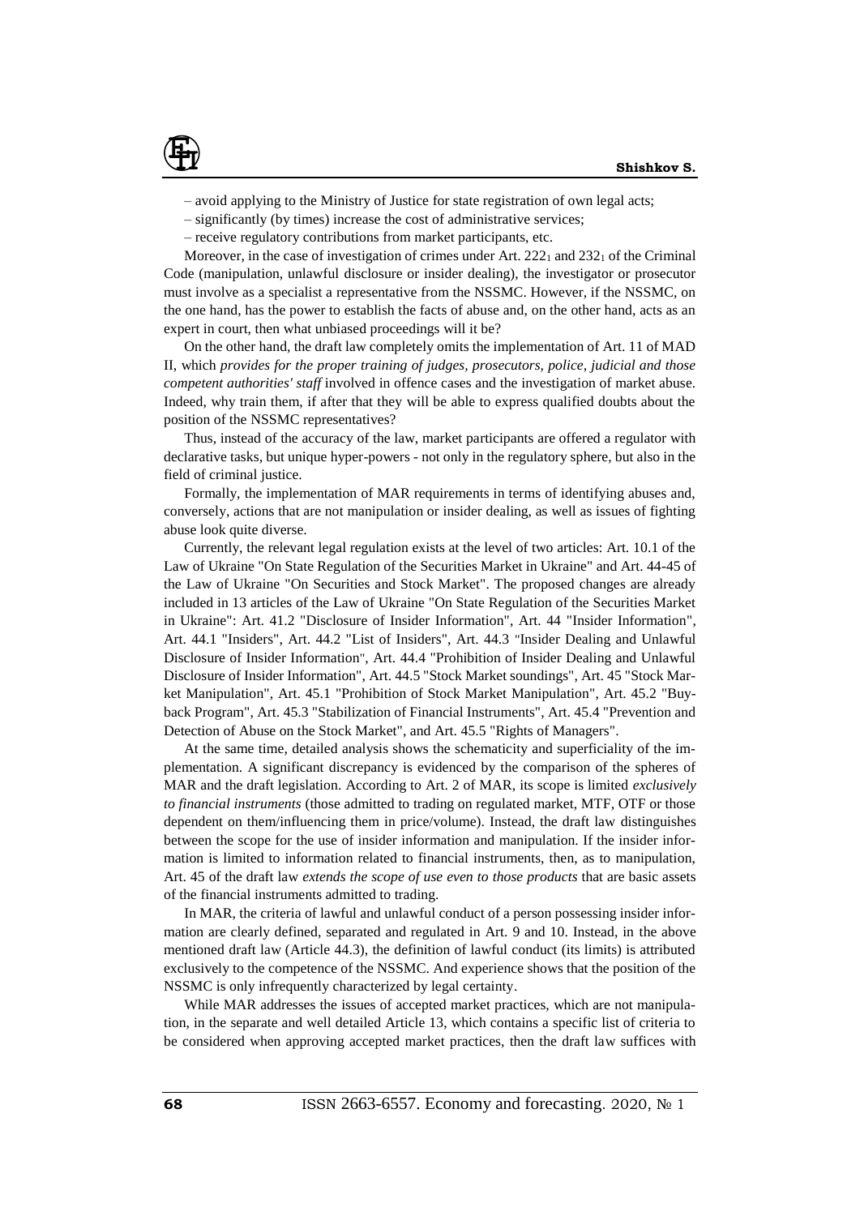– avoid applying to the Ministry of Justice for state registration of own legal acts;

– significantly (by times) increase the cost of administrative services;

– receive regulatory contributions from market participants, etc.

Moreover, in the case of investigation of crimes under Art. $222_1$ and $232_1$ of the Criminal Code (manipulation, unlawful disclosure or insider dealing), the investigator or prosecutor must involve as a specialist a representative from the NSSMC. However, if the NSSMC, on the one hand, has the power to establish the facts of abuse and, on the other hand, acts as an expert in court, then what unbiased proceedings will it be?

On the other hand, the draft law completely omits the implementation of Art. 11 of MAD II, which *provides for the proper training of judges, prosecutors, police, judicial and those competent authorities' staff* involved in offence cases and the investigation of market abuse. Indeed, why train them, if after that they will be able to express qualified doubts about the position of the NSSMC representatives?

Thus, instead of the accuracy of the law, market participants are offered a regulator with declarative tasks, but unique hyper-powers - not only in the regulatory sphere, but also in the field of criminal justice.

Formally, the implementation of MAR requirements in terms of identifying abuses and, conversely, actions that are not manipulation or insider dealing, as well as issues of fighting abuse look quite diverse.

Currently, the relevant legal regulation exists at the level of two articles: Art. 10.1 of the Law of Ukraine "On State Regulation of the Securities Market in Ukraine" and Art. 44-45 of the Law of Ukraine "On Securities and Stock Market". The proposed changes are already included in 13 articles of the Law of Ukraine "On State Regulation of the Securities Market in Ukraine": Art. 41.2 "Disclosure of Insider Information", Art. 44 "Insider Information", Art. 44.1 "Insiders", Art. 44.2 "List of Insiders", Art. 44.3 "Insider Dealing and Unlawful Disclosure of Insider Information", Art. 44.4 "Prohibition of Insider Dealing and Unlawful Disclosure of Insider Information", Art. 44.5 "Stock Market soundings", Art. 45 "Stock Market Manipulation", Art. 45.1 "Prohibition of Stock Market Manipulation", Art. 45.2 "Buy-back Program", Art. 45.3 "Stabilization of Financial Instruments", Art. 45.4 "Prevention and Detection of Abuse on the Stock Market", and Art. 45.5 "Rights of Managers".

At the same time, detailed analysis shows the schematicity and superficiality of the implementation. A significant discrepancy is evidenced by the comparison of the spheres of MAR and the draft legislation. According to Art. 2 of MAR, its scope is limited *exclusively to financial instruments* (those admitted to trading on regulated market, MTF, OTF or those dependent on them/influencing them in price/volume). Instead, the draft law distinguishes between the scope for the use of insider information and manipulation. If the insider information is limited to information related to financial instruments, then, as to manipulation, Art. 45 of the draft law *extends the scope of use even to those products* that are basic assets of the financial instruments admitted to trading.

In MAR, the criteria of lawful and unlawful conduct of a person possessing insider information are clearly defined, separated and regulated in Art. 9 and 10. Instead, in the above mentioned draft law (Article 44.3), the definition of lawful conduct (its limits) is attributed exclusively to the competence of the NSSMC. And experience shows that the position of the NSSMC is only infrequently characterized by legal certainty.

While MAR addresses the issues of accepted market practices, which are not manipulation, in the separate and well detailed Article 13, which contains a specific list of criteria to be considered when approving accepted market practices, then the draft law suffices with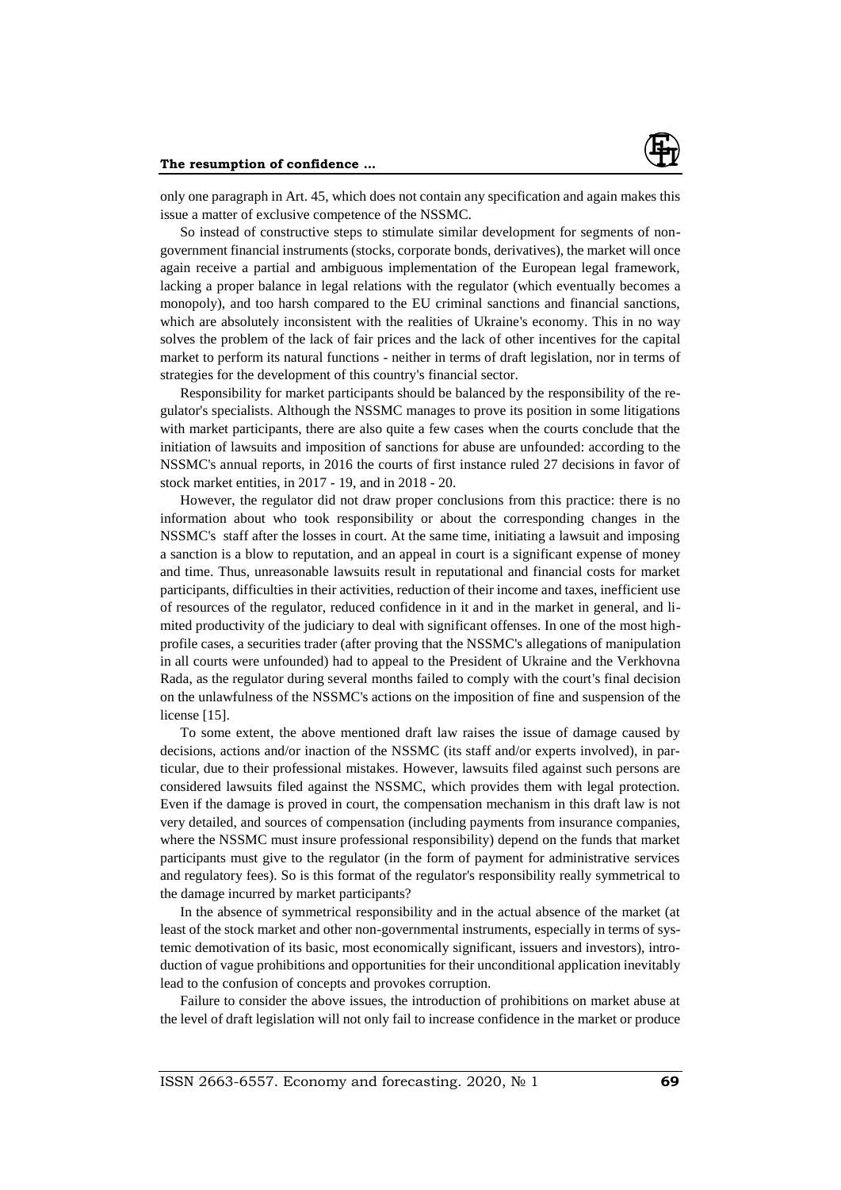only one paragraph in Art. 45, which does not contain any specification and again makes this issue a matter of exclusive competence of the NSSMC.

So instead of constructive steps to stimulate similar development for segments of non-government financial instruments (stocks, corporate bonds, derivatives), the market will once again receive a partial and ambiguous implementation of the European legal framework, lacking a proper balance in legal relations with the regulator (which eventually becomes a monopoly), and too harsh compared to the EU criminal sanctions and financial sanctions, which are absolutely inconsistent with the realities of Ukraine's economy. This in no way solves the problem of the lack of fair prices and the lack of other incentives for the capital market to perform its natural functions - neither in terms of draft legislation, nor in terms of strategies for the development of this country's financial sector.

Responsibility for market participants should be balanced by the responsibility of the regulator's specialists. Although the NSSMC manages to prove its position in some litigations with market participants, there are also quite a few cases when the courts conclude that the initiation of lawsuits and imposition of sanctions for abuse are unfounded: according to the NSSMC's annual reports, in 2016 the courts of first instance ruled 27 decisions in favor of stock market entities, in 2017 - 19, and in 2018 - 20.

However, the regulator did not draw proper conclusions from this practice: there is no information about who took responsibility or about the corresponding changes in the NSSMC's staff after the losses in court. At the same time, initiating a lawsuit and imposing a sanction is a blow to reputation, and an appeal in court is a significant expense of money and time. Thus, unreasonable lawsuits result in reputational and financial costs for market participants, difficulties in their activities, reduction of their income and taxes, inefficient use of resources of the regulator, reduced confidence in it and in the market in general, and limited productivity of the judiciary to deal with significant offenses. In one of the most high-profile cases, a securities trader (after proving that the NSSMC's allegations of manipulation in all courts were unfounded) had to appeal to the President of Ukraine and the Verkhovna Rada, as the regulator during several months failed to comply with the court's final decision on the unlawfulness of the NSSMC's actions on the imposition of fine and suspension of the license [15].

To some extent, the above mentioned draft law raises the issue of damage caused by decisions, actions and/or inaction of the NSSMC (its staff and/or experts involved), in particular, due to their professional mistakes. However, lawsuits filed against such persons are considered lawsuits filed against the NSSMC, which provides them with legal protection. Even if the damage is proved in court, the compensation mechanism in this draft law is not very detailed, and sources of compensation (including payments from insurance companies, where the NSSMC must insure professional responsibility) depend on the funds that market participants must give to the regulator (in the form of payment for administrative services and regulatory fees). So is this format of the regulator's responsibility really symmetrical to the damage incurred by market participants?

In the absence of symmetrical responsibility and in the actual absence of the market (at least of the stock market and other non-governmental instruments, especially in terms of systemic demotivation of its basic, most economically significant, issuers and investors), introduction of vague prohibitions and opportunities for their unconditional application inevitably lead to the confusion of concepts and provokes corruption.

Failure to consider the above issues, the introduction of prohibitions on market abuse at the level of draft legislation will not only fail to increase confidence in the market or produce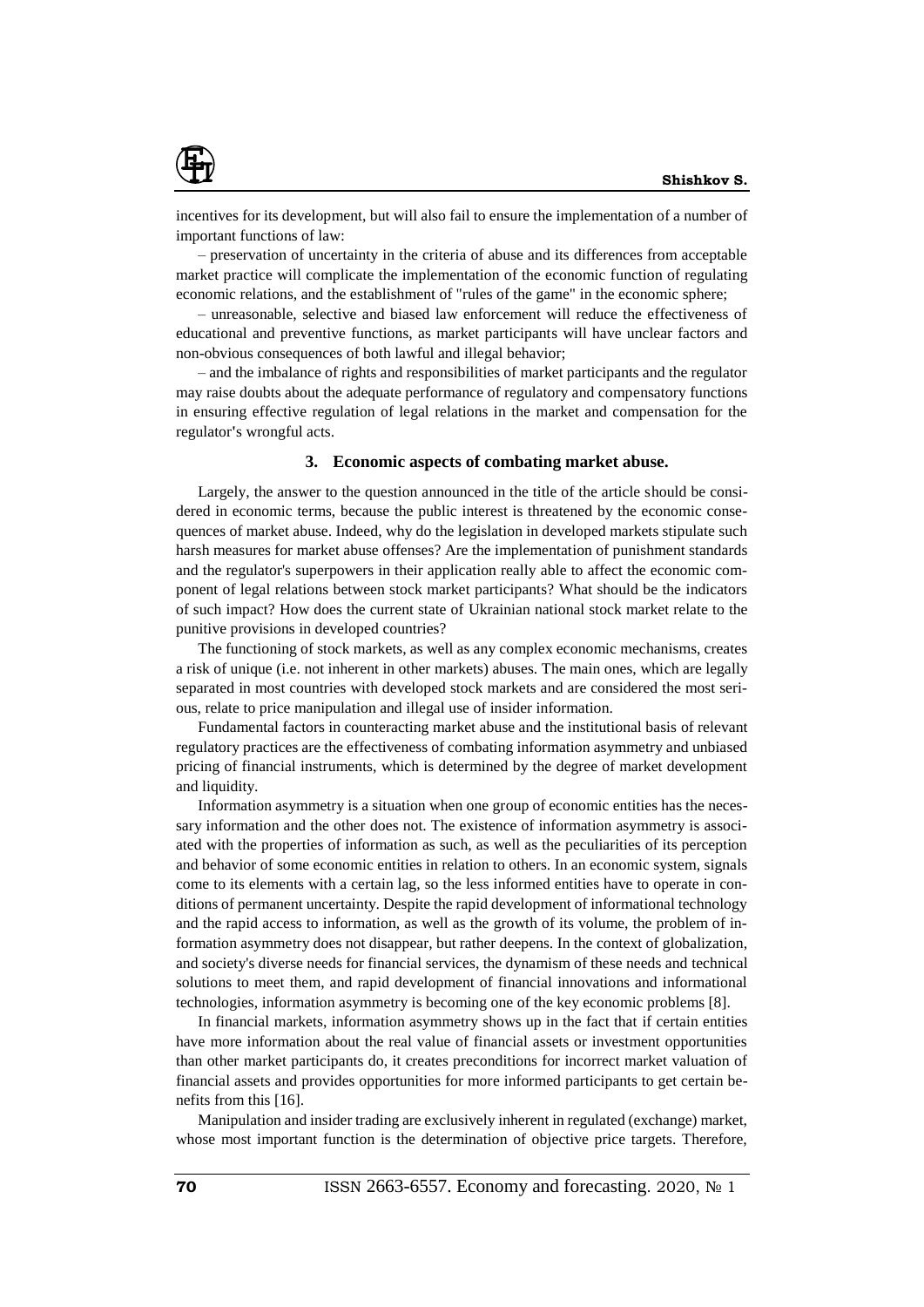incentives for its development, but will also fail to ensure the implementation of a number of important functions of law:

– preservation of uncertainty in the criteria of abuse and its differences from acceptable market practice will complicate the implementation of the economic function of regulating economic relations, and the establishment of "rules of the game" in the economic sphere;

– unreasonable, selective and biased law enforcement will reduce the effectiveness of educational and preventive functions, as market participants will have unclear factors and non-obvious consequences of both lawful and illegal behavior;

– and the imbalance of rights and responsibilities of market participants and the regulator may raise doubts about the adequate performance of regulatory and compensatory functions in ensuring effective regulation of legal relations in the market and compensation for the regulator's wrongful acts.

## 3. Economic aspects of combating market abuse.

Largely, the answer to the question announced in the title of the article should be considered in economic terms, because the public interest is threatened by the economic consequences of market abuse. Indeed, why do the legislation in developed markets stipulate such harsh measures for market abuse offenses? Are the implementation of punishment standards and the regulator's superpowers in their application really able to affect the economic component of legal relations between stock market participants? What should be the indicators of such impact? How does the current state of Ukrainian national stock market relate to the punitive provisions in developed countries?

The functioning of stock markets, as well as any complex economic mechanisms, creates a risk of unique (i.e. not inherent in other markets) abuses. The main ones, which are legally separated in most countries with developed stock markets and are considered the most serious, relate to price manipulation and illegal use of insider information.

Fundamental factors in counteracting market abuse and the institutional basis of relevant regulatory practices are the effectiveness of combating information asymmetry and unbiased pricing of financial instruments, which is determined by the degree of market development and liquidity.

Information asymmetry is a situation when one group of economic entities has the necessary information and the other does not. The existence of information asymmetry is associated with the properties of information as such, as well as the peculiarities of its perception and behavior of some economic entities in relation to others. In an economic system, signals come to its elements with a certain lag, so the less informed entities have to operate in conditions of permanent uncertainty. Despite the rapid development of informational technology and the rapid access to information, as well as the growth of its volume, the problem of information asymmetry does not disappear, but rather deepens. In the context of globalization, and society's diverse needs for financial services, the dynamism of these needs and technical solutions to meet them, and rapid development of financial innovations and informational technologies, information asymmetry is becoming one of the key economic problems [8].

In financial markets, information asymmetry shows up in the fact that if certain entities have more information about the real value of financial assets or investment opportunities than other market participants do, it creates preconditions for incorrect market valuation of financial assets and provides opportunities for more informed participants to get certain benefits from this [16].

Manipulation and insider trading are exclusively inherent in regulated (exchange) market, whose most important function is the determination of objective price targets. Therefore,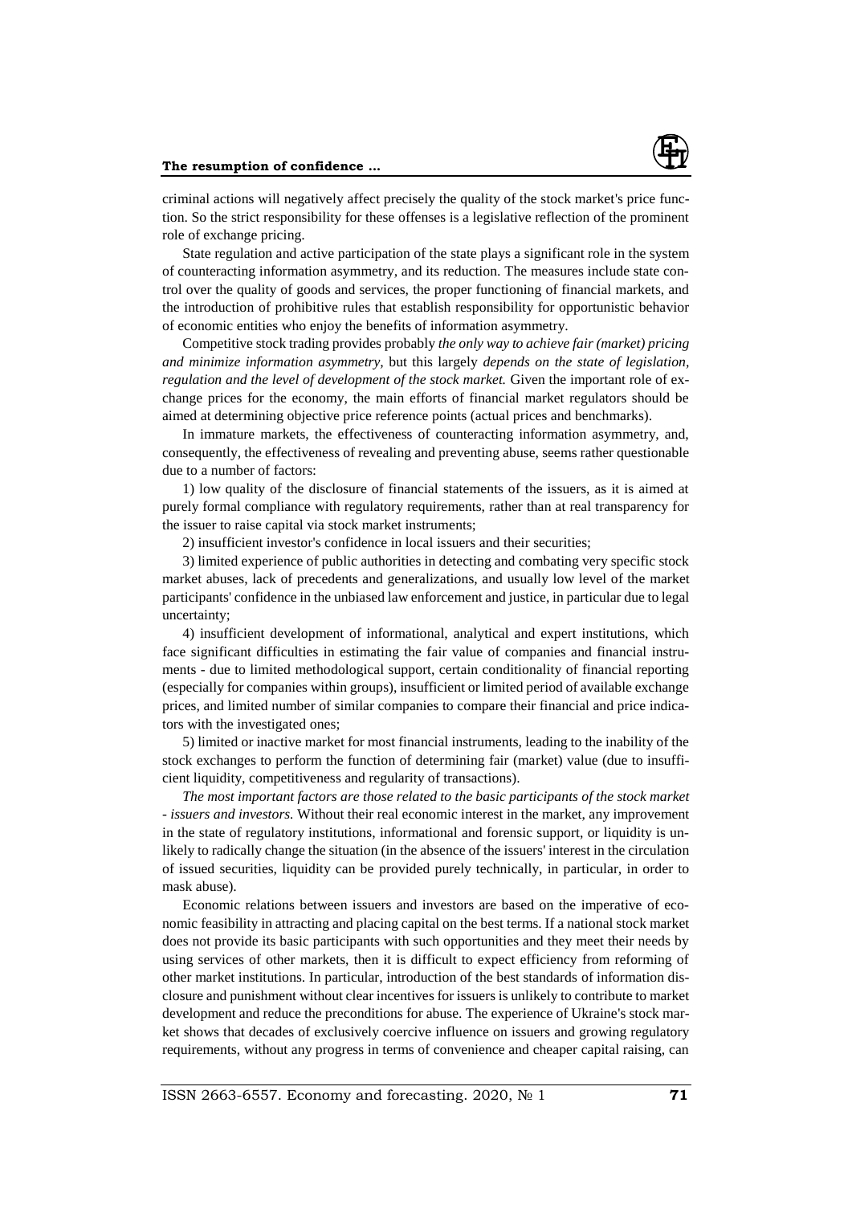criminal actions will negatively affect precisely the quality of the stock market's price function. So the strict responsibility for these offenses is a legislative reflection of the prominent role of exchange pricing.

State regulation and active participation of the state plays a significant role in the system of counteracting information asymmetry, and its reduction. The measures include state control over the quality of goods and services, the proper functioning of financial markets, and the introduction of prohibitive rules that establish responsibility for opportunistic behavior of economic entities who enjoy the benefits of information asymmetry.

Competitive stock trading provides probably *the only way to achieve fair (market) pricing and minimize information asymmetry*, but this largely *depends on the state of legislation, regulation and the level of development of the stock market.* Given the important role of exchange prices for the economy, the main efforts of financial market regulators should be aimed at determining objective price reference points (actual prices and benchmarks).

In immature markets, the effectiveness of counteracting information asymmetry, and, consequently, the effectiveness of revealing and preventing abuse, seems rather questionable due to a number of factors:

1) low quality of the disclosure of financial statements of the issuers, as it is aimed at purely formal compliance with regulatory requirements, rather than at real transparency for the issuer to raise capital via stock market instruments;

2) insufficient investor's confidence in local issuers and their securities;

3) limited experience of public authorities in detecting and combating very specific stock market abuses, lack of precedents and generalizations, and usually low level of the market participants' confidence in the unbiased law enforcement and justice, in particular due to legal uncertainty;

4) insufficient development of informational, analytical and expert institutions, which face significant difficulties in estimating the fair value of companies and financial instruments - due to limited methodological support, certain conditionality of financial reporting (especially for companies within groups), insufficient or limited period of available exchange prices, and limited number of similar companies to compare their financial and price indicators with the investigated ones;

5) limited or inactive market for most financial instruments, leading to the inability of the stock exchanges to perform the function of determining fair (market) value (due to insufficient liquidity, competitiveness and regularity of transactions).

*The most important factors are those related to the basic participants of the stock market - issuers and investors.* Without their real economic interest in the market, any improvement in the state of regulatory institutions, informational and forensic support, or liquidity is unlikely to radically change the situation (in the absence of the issuers' interest in the circulation of issued securities, liquidity can be provided purely technically, in particular, in order to mask abuse).

Economic relations between issuers and investors are based on the imperative of economic feasibility in attracting and placing capital on the best terms. If a national stock market does not provide its basic participants with such opportunities and they meet their needs by using services of other markets, then it is difficult to expect efficiency from reforming of other market institutions. In particular, introduction of the best standards of information disclosure and punishment without clear incentives for issuers is unlikely to contribute to market development and reduce the preconditions for abuse. The experience of Ukraine's stock market shows that decades of exclusively coercive influence on issuers and growing regulatory requirements, without any progress in terms of convenience and cheaper capital raising, can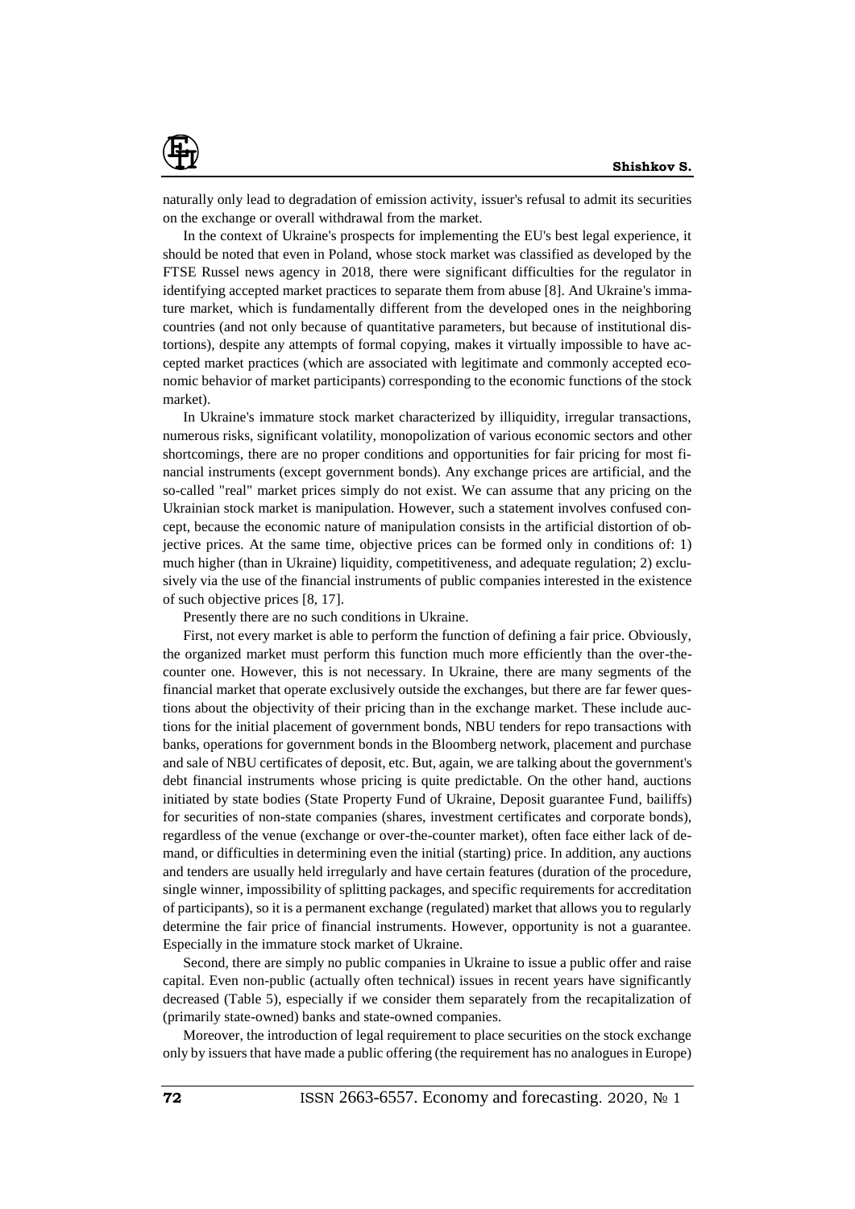naturally only lead to degradation of emission activity, issuer's refusal to admit its securities on the exchange or overall withdrawal from the market.

In the context of Ukraine's prospects for implementing the EU's best legal experience, it should be noted that even in Poland, whose stock market was classified as developed by the FTSE Russel news agency in 2018, there were significant difficulties for the regulator in identifying accepted market practices to separate them from abuse [8]. And Ukraine's immature market, which is fundamentally different from the developed ones in the neighboring countries (and not only because of quantitative parameters, but because of institutional distortions), despite any attempts of formal copying, makes it virtually impossible to have accepted market practices (which are associated with legitimate and commonly accepted economic behavior of market participants) corresponding to the economic functions of the stock market).

In Ukraine's immature stock market characterized by illiquidity, irregular transactions, numerous risks, significant volatility, monopolization of various economic sectors and other shortcomings, there are no proper conditions and opportunities for fair pricing for most financial instruments (except government bonds). Any exchange prices are artificial, and the so-called "real" market prices simply do not exist. We can assume that any pricing on the Ukrainian stock market is manipulation. However, such a statement involves confused concept, because the economic nature of manipulation consists in the artificial distortion of objective prices. At the same time, objective prices can be formed only in conditions of: 1) much higher (than in Ukraine) liquidity, competitiveness, and adequate regulation; 2) exclusively via the use of the financial instruments of public companies interested in the existence of such objective prices [8, 17].

Presently there are no such conditions in Ukraine.

First, not every market is able to perform the function of defining a fair price. Obviously, the organized market must perform this function much more efficiently than the over-the-counter one. However, this is not necessary. In Ukraine, there are many segments of the financial market that operate exclusively outside the exchanges, but there are far fewer questions about the objectivity of their pricing than in the exchange market. These include auctions for the initial placement of government bonds, NBU tenders for repo transactions with banks, operations for government bonds in the Bloomberg network, placement and purchase and sale of NBU certificates of deposit, etc. But, again, we are talking about the government's debt financial instruments whose pricing is quite predictable. On the other hand, auctions initiated by state bodies (State Property Fund of Ukraine, Deposit guarantee Fund, bailiffs) for securities of non-state companies (shares, investment certificates and corporate bonds), regardless of the venue (exchange or over-the-counter market), often face either lack of demand, or difficulties in determining even the initial (starting) price. In addition, any auctions and tenders are usually held irregularly and have certain features (duration of the procedure, single winner, impossibility of splitting packages, and specific requirements for accreditation of participants), so it is a permanent exchange (regulated) market that allows you to regularly determine the fair price of financial instruments. However, opportunity is not a guarantee. Especially in the immature stock market of Ukraine.

Second, there are simply no public companies in Ukraine to issue a public offer and raise capital. Even non-public (actually often technical) issues in recent years have significantly decreased (Table 5), especially if we consider them separately from the recapitalization of (primarily state-owned) banks and state-owned companies.

Moreover, the introduction of legal requirement to place securities on the stock exchange only by issuers that have made a public offering (the requirement has no analogues in Europe)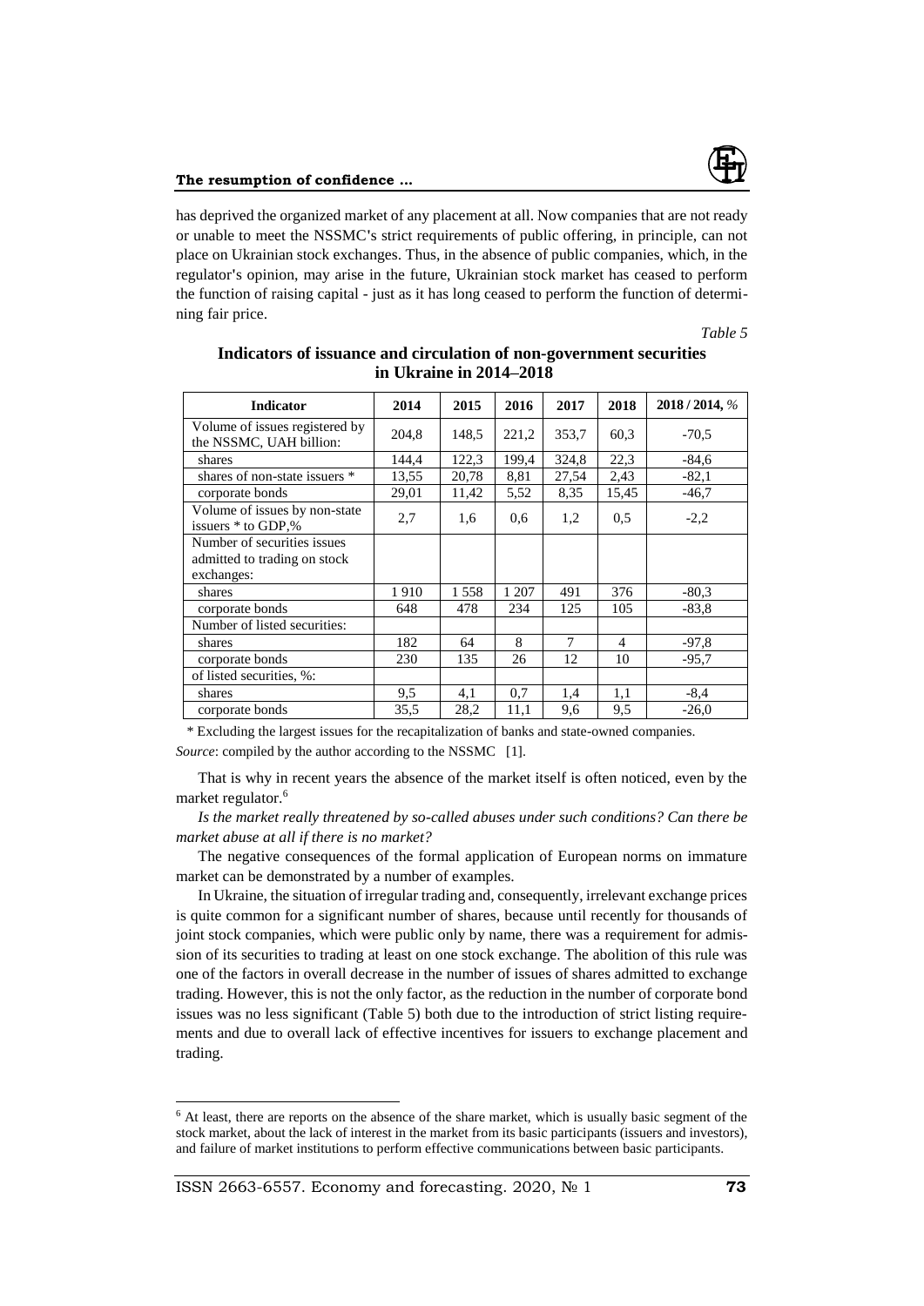has deprived the organized market of any placement at all. Now companies that are not ready or unable to meet the NSSMC's strict requirements of public offering, in principle, can not place on Ukrainian stock exchanges. Thus, in the absence of public companies, which, in the regulator's opinion, may arise in the future, Ukrainian stock market has ceased to perform the function of raising capital - just as it has long ceased to perform the function of determining fair price.

*Table 5*

**Indicators of issuance and circulation of non-government securities in Ukraine in 2014–2018**

| Indicator | 2014 | 2015 | 2016 | 2017 | 2018 | 2018 / 2014, % |
|---|---|---|---|---|---|---|
| Volume of issues registered by the NSSMC, UAH billion: | 204,8 | 148,5 | 221,2 | 353,7 | 60,3 | -70,5 |
| shares | 144,4 | 122,3 | 199,4 | 324,8 | 22,3 | -84,6 |
| shares of non-state issuers * | 13,55 | 20,78 | 8,81 | 27,54 | 2,43 | -82,1 |
| corporate bonds | 29,01 | 11,42 | 5,52 | 8,35 | 15,45 | -46,7 |
| Volume of issues by non-state issuers * to GDP,% | 2,7 | 1,6 | 0,6 | 1,2 | 0,5 | -2,2 |
| Number of securities issues admitted to trading on stock exchanges: | | | | | | |
| shares | 1 910 | 1 558 | 1 207 | 491 | 376 | -80,3 |
| corporate bonds | 648 | 478 | 234 | 125 | 105 | -83,8 |
| Number of listed securities: | | | | | | |
| shares | 182 | 64 | 8 | 7 | 4 | -97,8 |
| corporate bonds | 230 | 135 | 26 | 12 | 10 | -95,7 |
| of listed securities, %: | | | | | | |
| shares | 9,5 | 4,1 | 0,7 | 1,4 | 1,1 | -8,4 |
| corporate bonds | 35,5 | 28,2 | 11,1 | 9,6 | 9,5 | -26,0 |

\* Excluding the largest issues for the recapitalization of banks and state-owned companies.

*Source*: compiled by the author according to the NSSMC [1].

That is why in recent years the absence of the market itself is often noticed, even by the market regulator.[6]

*Is the market really threatened by so-called abuses under such conditions? Can there be market abuse at all if there is no market?*

The negative consequences of the formal application of European norms on immature market can be demonstrated by a number of examples.

In Ukraine, the situation of irregular trading and, consequently, irrelevant exchange prices is quite common for a significant number of shares, because until recently for thousands of joint stock companies, which were public only by name, there was a requirement for admission of its securities to trading at least on one stock exchange. The abolition of this rule was one of the factors in overall decrease in the number of issues of shares admitted to exchange trading. However, this is not the only factor, as the reduction in the number of corporate bond issues was no less significant (Table 5) both due to the introduction of strict listing requirements and due to overall lack of effective incentives for issuers to exchange placement and trading.

[6] At least, there are reports on the absence of the share market, which is usually basic segment of the stock market, about the lack of interest in the market from its basic participants (issuers and investors), and failure of market institutions to perform effective communications between basic participants.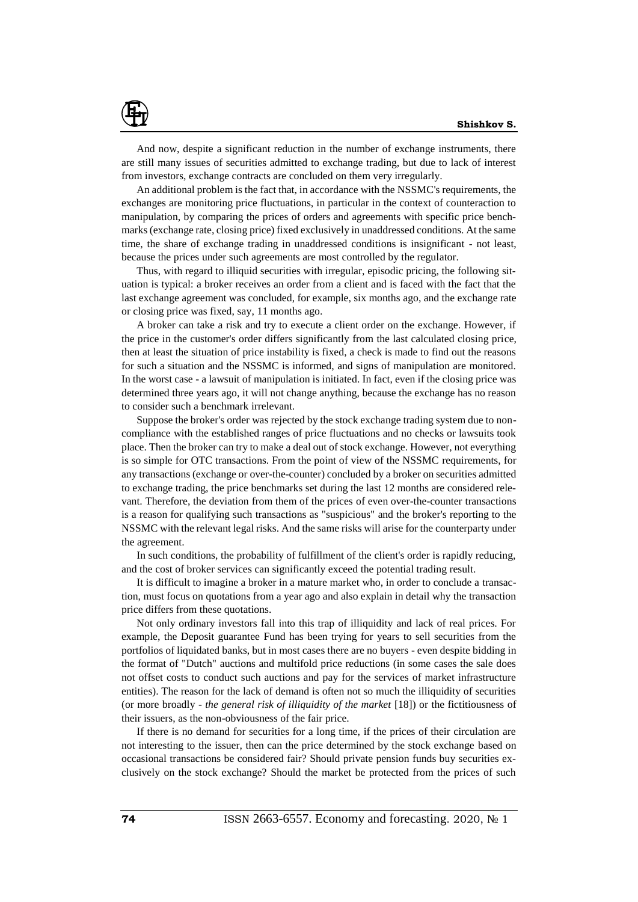And now, despite a significant reduction in the number of exchange instruments, there are still many issues of securities admitted to exchange trading, but due to lack of interest from investors, exchange contracts are concluded on them very irregularly.

An additional problem is the fact that, in accordance with the NSSMC's requirements, the exchanges are monitoring price fluctuations, in particular in the context of counteraction to manipulation, by comparing the prices of orders and agreements with specific price benchmarks (exchange rate, closing price) fixed exclusively in unaddressed conditions. At the same time, the share of exchange trading in unaddressed conditions is insignificant - not least, because the prices under such agreements are most controlled by the regulator.

Thus, with regard to illiquid securities with irregular, episodic pricing, the following situation is typical: a broker receives an order from a client and is faced with the fact that the last exchange agreement was concluded, for example, six months ago, and the exchange rate or closing price was fixed, say, 11 months ago.

A broker can take a risk and try to execute a client order on the exchange. However, if the price in the customer's order differs significantly from the last calculated closing price, then at least the situation of price instability is fixed, a check is made to find out the reasons for such a situation and the NSSMC is informed, and signs of manipulation are monitored. In the worst case - a lawsuit of manipulation is initiated. In fact, even if the closing price was determined three years ago, it will not change anything, because the exchange has no reason to consider such a benchmark irrelevant.

Suppose the broker's order was rejected by the stock exchange trading system due to non-compliance with the established ranges of price fluctuations and no checks or lawsuits took place. Then the broker can try to make a deal out of stock exchange. However, not everything is so simple for OTC transactions. From the point of view of the NSSMC requirements, for any transactions (exchange or over-the-counter) concluded by a broker on securities admitted to exchange trading, the price benchmarks set during the last 12 months are considered relevant. Therefore, the deviation from them of the prices of even over-the-counter transactions is a reason for qualifying such transactions as "suspicious" and the broker's reporting to the NSSMC with the relevant legal risks. And the same risks will arise for the counterparty under the agreement.

In such conditions, the probability of fulfillment of the client's order is rapidly reducing, and the cost of broker services can significantly exceed the potential trading result.

It is difficult to imagine a broker in a mature market who, in order to conclude a transaction, must focus on quotations from a year ago and also explain in detail why the transaction price differs from these quotations.

Not only ordinary investors fall into this trap of illiquidity and lack of real prices. For example, the Deposit guarantee Fund has been trying for years to sell securities from the portfolios of liquidated banks, but in most cases there are no buyers - even despite bidding in the format of "Dutch" auctions and multifold price reductions (in some cases the sale does not offset costs to conduct such auctions and pay for the services of market infrastructure entities). The reason for the lack of demand is often not so much the illiquidity of securities (or more broadly - *the general risk of illiquidity of the market* [18]) or the fictitiousness of their issuers, as the non-obviousness of the fair price.

If there is no demand for securities for a long time, if the prices of their circulation are not interesting to the issuer, then can the price determined by the stock exchange based on occasional transactions be considered fair? Should private pension funds buy securities exclusively on the stock exchange? Should the market be protected from the prices of such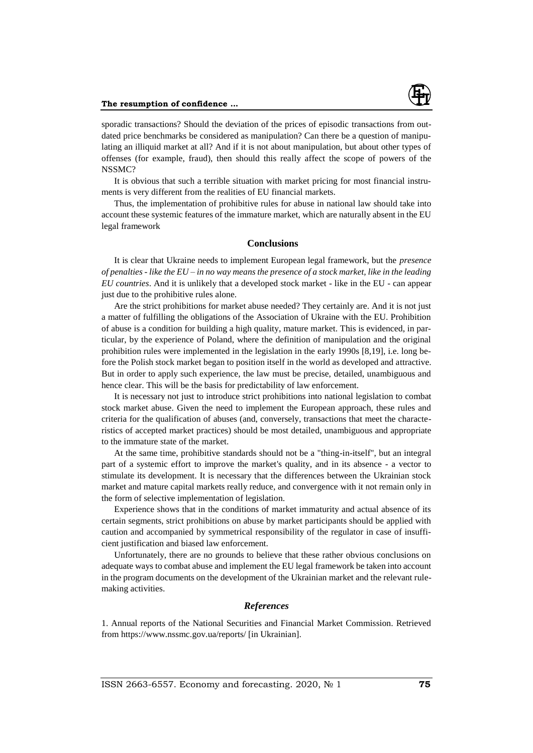sporadic transactions? Should the deviation of the prices of episodic transactions from outdated price benchmarks be considered as manipulation? Can there be a question of manipulating an illiquid market at all? And if it is not about manipulation, but about other types of offenses (for example, fraud), then should this really affect the scope of powers of the NSSMC?

It is obvious that such a terrible situation with market pricing for most financial instruments is very different from the realities of EU financial markets.

Thus, the implementation of prohibitive rules for abuse in national law should take into account these systemic features of the immature market, which are naturally absent in the EU legal framework

## Conclusions

It is clear that Ukraine needs to implement European legal framework, but the *presence of penalties - like the EU – in no way means the presence of a stock market, like in the leading EU countries*. And it is unlikely that a developed stock market - like in the EU - can appear just due to the prohibitive rules alone.

Are the strict prohibitions for market abuse needed? They certainly are. And it is not just a matter of fulfilling the obligations of the Association of Ukraine with the EU. Prohibition of abuse is a condition for building a high quality, mature market. This is evidenced, in particular, by the experience of Poland, where the definition of manipulation and the original prohibition rules were implemented in the legislation in the early 1990s [8,19], i.e. long before the Polish stock market began to position itself in the world as developed and attractive. But in order to apply such experience, the law must be precise, detailed, unambiguous and hence clear. This will be the basis for predictability of law enforcement.

It is necessary not just to introduce strict prohibitions into national legislation to combat stock market abuse. Given the need to implement the European approach, these rules and criteria for the qualification of abuses (and, conversely, transactions that meet the characteristics of accepted market practices) should be most detailed, unambiguous and appropriate to the immature state of the market.

At the same time, prohibitive standards should not be a "thing-in-itself", but an integral part of a systemic effort to improve the market's quality, and in its absence - a vector to stimulate its development. It is necessary that the differences between the Ukrainian stock market and mature capital markets really reduce, and convergence with it not remain only in the form of selective implementation of legislation.

Experience shows that in the conditions of market immaturity and actual absence of its certain segments, strict prohibitions on abuse by market participants should be applied with caution and accompanied by symmetrical responsibility of the regulator in case of insufficient justification and biased law enforcement.

Unfortunately, there are no grounds to believe that these rather obvious conclusions on adequate ways to combat abuse and implement the EU legal framework be taken into account in the program documents on the development of the Ukrainian market and the relevant rulemaking activities.

### *References*

1. Annual reports of the National Securities and Financial Market Commission. Retrieved from https://www.nssmc.gov.ua/reports/ [in Ukrainian].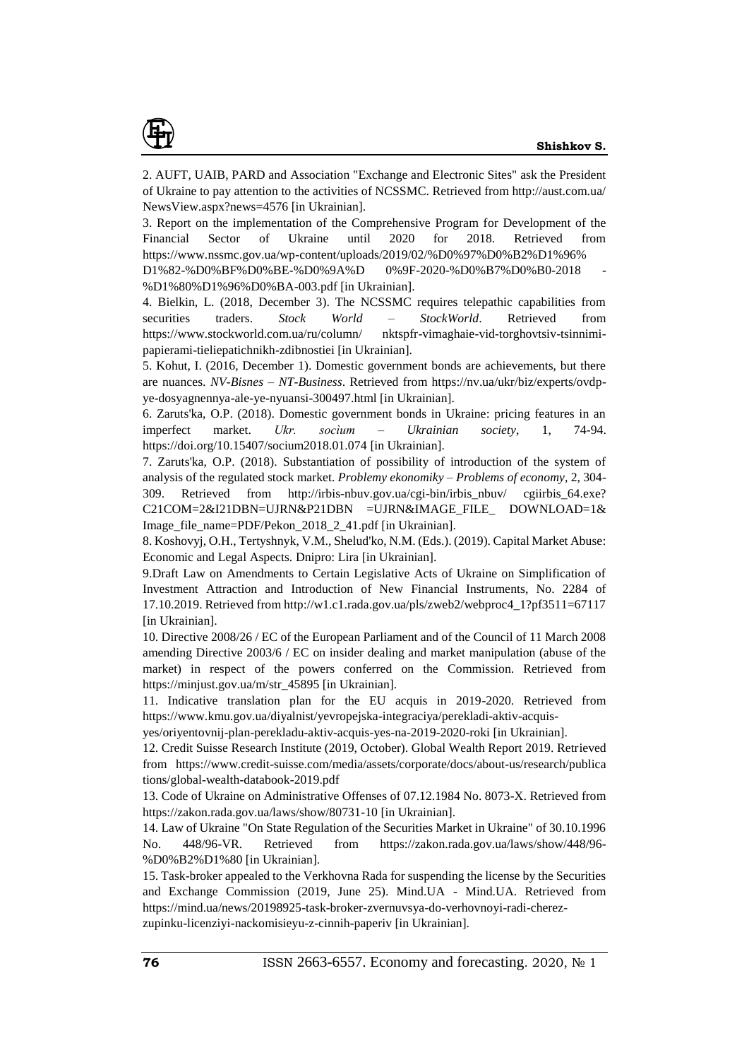2. AUFT, UAIB, PARD and Association "Exchange and Electronic Sites" ask the President of Ukraine to pay attention to the activities of NCSSMC. Retrieved from http://aust.com.ua/NewsView.aspx?news=4576 [in Ukrainian].

3. Report on the implementation of the Comprehensive Program for Development of the Financial Sector of Ukraine until 2020 for 2018. Retrieved from https://www.nssmc.gov.ua/wp-content/uploads/2019/02/%D0%97%D0%B2%D1%96%D1%82-%D0%BF%D0%BE-%D0%9A%D0%9F-2020-%D0%B7%D0%B0-2018-%D1%80%D1%96%D0%BA-003.pdf [in Ukrainian].

4. Bielkin, L. (2018, December 3). The NCSSMC requires telepathic capabilities from securities traders. *Stock World – StockWorld*. Retrieved from https://www.stockworld.com.ua/ru/column/nktspfr-vimaghaie-vid-torghovtsiv-tsinnimi-papierami-tieliepatichnikh-zdibnostiei [in Ukrainian].

5. Kohut, I. (2016, December 1). Domestic government bonds are achievements, but there are nuances. *NV-Bisnes – NT-Business*. Retrieved from https://nv.ua/ukr/biz/experts/ovdp-ye-dosyagnennya-ale-ye-nyuansi-300497.html [in Ukrainian].

6. Zaruts'ka, O.P. (2018). Domestic government bonds in Ukraine: pricing features in an imperfect market. *Ukr. socium – Ukrainian society*, 1, 74-94. https://doi.org/10.15407/socium2018.01.074 [in Ukrainian].

7. Zaruts'ka, O.P. (2018). Substantiation of possibility of introduction of the system of analysis of the regulated stock market. *Problemy ekonomiky – Problems of economy*, 2, 304-309. Retrieved from http://irbis-nbuv.gov.ua/cgi-bin/irbis_nbuv/cgiirbis_64.exe?C21COM=2&I21DBN=UJRN&P21DBN=UJRN&IMAGE_FILE_DOWNLOAD=1&Image_file_name=PDF/Pekon_2018_2_41.pdf [in Ukrainian].

8. Koshovyj, O.H., Tertyshnyk, V.M., Shelud'ko, N.M. (Eds.). (2019). Capital Market Abuse: Economic and Legal Aspects. Dnipro: Lira [in Ukrainian].

9.Draft Law on Amendments to Certain Legislative Acts of Ukraine on Simplification of Investment Attraction and Introduction of New Financial Instruments, No. 2284 of 17.10.2019. Retrieved from http://w1.c1.rada.gov.ua/pls/zweb2/webproc4_1?pf3511=67117 [in Ukrainian].

10. Directive 2008/26 / EC of the European Parliament and of the Council of 11 March 2008 amending Directive 2003/6 / EC on insider dealing and market manipulation (abuse of the market) in respect of the powers conferred on the Commission. Retrieved from https://minjust.gov.ua/m/str_45895 [in Ukrainian].

11. Indicative translation plan for the EU acquis in 2019-2020. Retrieved from https://www.kmu.gov.ua/diyalnist/yevropejska-integraciya/perekladi-aktiv-acquis-yes/oriyentovnij-plan-perekladu-aktiv-acquis-yes-na-2019-2020-roki [in Ukrainian].

12. Credit Suisse Research Institute (2019, October). Global Wealth Report 2019. Retrieved from https://www.credit-suisse.com/media/assets/corporate/docs/about-us/research/publications/global-wealth-databook-2019.pdf

13. Code of Ukraine on Administrative Offenses of 07.12.1984 No. 8073-X. Retrieved from https://zakon.rada.gov.ua/laws/show/80731-10 [in Ukrainian].

14. Law of Ukraine "On State Regulation of the Securities Market in Ukraine" of 30.10.1996 No. 448/96-VR. Retrieved from https://zakon.rada.gov.ua/laws/show/448/96-%D0%B2%D1%80 [in Ukrainian].

15. Task-broker appealed to the Verkhovna Rada for suspending the license by the Securities and Exchange Commission (2019, June 25). Mind.UA - Mind.UA. Retrieved from https://mind.ua/news/20198925-task-broker-zvernuvsya-do-verhovnoyi-radi-cherez-zupinku-licenziyi-nackomisieyu-z-cinnih-paperiv [in Ukrainian].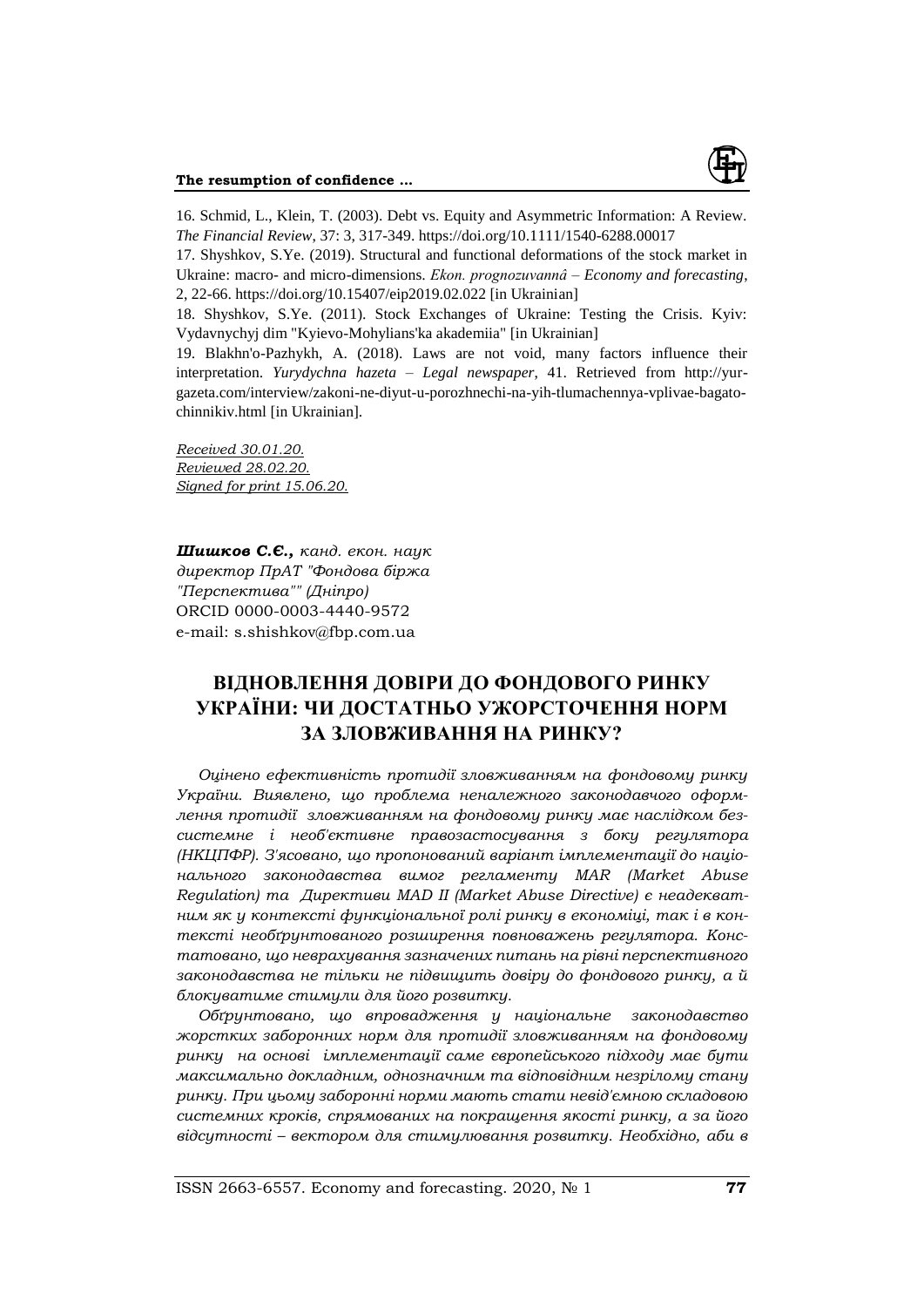16. Schmid, L., Klein, T. (2003). Debt vs. Equity and Asymmetric Information: A Review. *The Financial Review*, 37: 3, 317-349. https://doi.org/10.1111/1540-6288.00017

17. Shyshkov, S.Ye. (2019). Structural and functional deformations of the stock market in Ukraine: macro- and micro-dimensions. *Ekon. prognozuvannâ – Economy and forecasting*, 2, 22-66. https://doi.org/10.15407/eip2019.02.022 [in Ukrainian]

18. Shyshkov, S.Ye. (2011). Stock Exchanges of Ukraine: Testing the Crisis. Kyiv: Vydavnychyj dim "Kyievo-Mohylians'ka akademiia" [in Ukrainian]

19. Blakhn'o-Pazhykh, A. (2018). Laws are not void, many factors influence their interpretation. *Yurydychna hazeta – Legal newspaper*, 41. Retrieved from http://yur-gazeta.com/interview/zakoni-ne-diyut-u-porozhnechi-na-yih-tlumachennya-vplivae-bagato-chinnikiv.html [in Ukrainian].

Received 30.01.20.
Reviewed 28.02.20.
Signed for print 15.06.20.

***Шишков С.Є.,*** *канд. екон. наук*
*директор ПрАТ "Фондова біржа "Перспектива"" (Дніпро)*
ORCID 0000-0003-4440-9572
e-mail: s.shishkov@fbp.com.ua

# ВІДНОВЛЕННЯ ДОВІРИ ДО ФОНДОВОГО РИНКУ УКРАЇНИ: ЧИ ДОСТАТНЬО УЖОРСТОЧЕННЯ НОРМ ЗА ЗЛОВЖИВАННЯ НА РИНКУ?

*Оцінено ефективність протидії зловживанням на фондовому ринку України. Виявлено, що проблема неналежного законодавчого оформлення протидії зловживанням на фондовому ринку має наслідком безсистемне і необ'єктивне правозастосування з боку регулятора (НКЦПФР). З'ясовано, що пропонований варіант імплементації до національного законодавства вимог регламенту MAR (Market Abuse Regulation) та Директиви MAD II (Market Abuse Directive) є неадекватним як у контексті функціональної ролі ринку в економіці, так і в контексті необґрунтованого розширення повноважень регулятора. Констатовано, що неврахування зазначених питань на рівні перспективного законодавства не тільки не підвищить довіру до фондового ринку, а й блокуватиме стимули для його розвитку.*

*Обґрунтовано, що впровадження у національне законодавство жорстких заборонних норм для протидії зловживанням на фондовому ринку на основі імплементації саме європейського підходу має бути максимально докладним, однозначним та відповідним незрілому стану ринку. При цьому заборонні норми мають стати невід'ємною складовою системних кроків, спрямованих на покращення якості ринку, а за його відсутності – вектором для стимулювання розвитку. Необхідно, аби в*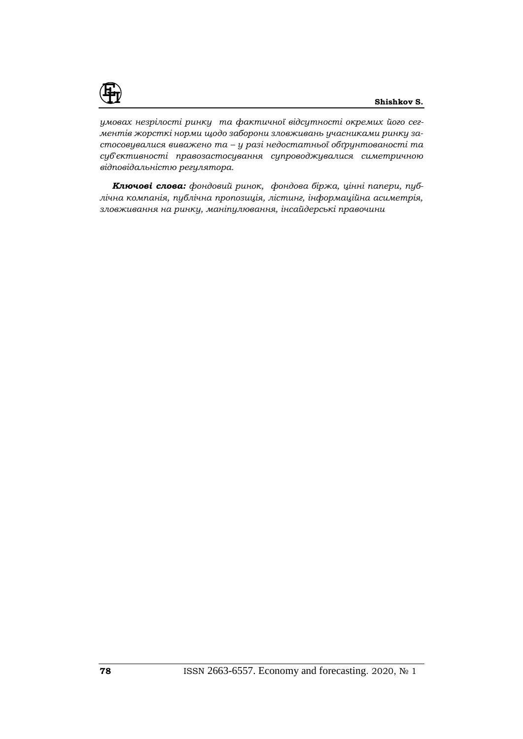*умовах незрілості ринку та фактичної відсутності окремих його сегментів жорсткі норми щодо заборони зловживань учасниками ринку застосовувалися виважено та – у разі недостатньої обґрунтованості та суб'єктивності правозастосування супроводжувалися симетричною відповідальністю регулятора.*

***Ключові слова:*** *фондовий ринок, фондова біржа, цінні папери, публічна компанія, публічна пропозиція, лістинг, інформаційна асиметрія, зловживання на ринку, маніпулювання, інсайдерські правочини*